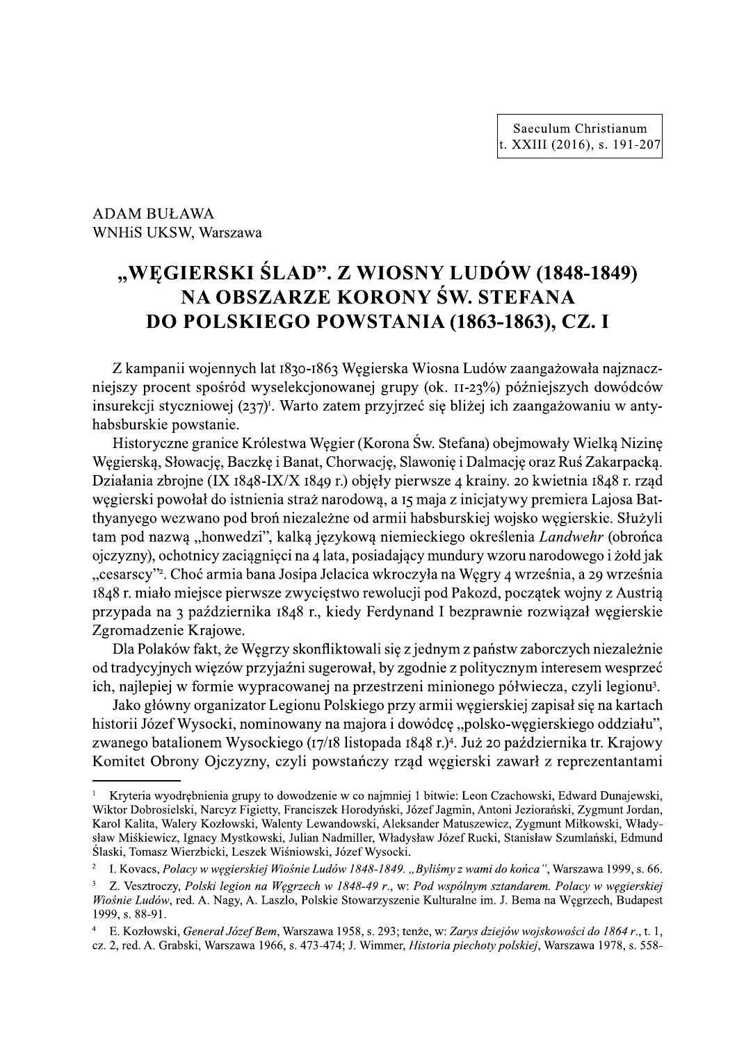ADAM BUŁAWA
WNHiS UKSW, Warszawa

# „WĘGIERSKI ŚLAD". Z WIOSNY LUDÓW (1848-1849) NA OBSZARZE KORONY ŚW. STEFANA DO POLSKIEGO POWSTANIA (1863-1863), CZ. I

Z kampanii wojennych lat 1830-1863 Węgierska Wiosna Ludów zaangażowała najznaczniejszy procent spośród wyselekcjonowanej grupy (ok. 11-23%) późniejszych dowódców insurekcji styczniowej (237)[1]. Warto zatem przyjrzeć się bliżej ich zaangażowaniu w antyhabsburskie powstanie.

Historyczne granice Królestwa Węgier (Korona Św. Stefana) obejmowały Wielką Nizinę Węgierską, Słowację, Baczkę i Banat, Chorwację, Slawonię i Dalmację oraz Ruś Zakarpacką. Działania zbrojne (IX 1848-IX/X 1849 r.) objęły pierwsze 4 krainy. 20 kwietnia 1848 r. rząd węgierski powołał do istnienia straż narodową, a 15 maja z inicjatywy premiera Lajosa Batthyanyego wezwano pod broń niezależne od armii habsburskiej wojsko węgierskie. Służyli tam pod nazwą „honwedzi", kalką językową niemieckiego określenia *Landwehr* (obrońca ojczyzny), ochotnicy zaciągnięci na 4 lata, posiadający mundury wzoru narodowego i żołd jak „cesarscy"[2]. Choć armia bana Josipa Jelacica wkroczyła na Węgry 4 września, a 29 września 1848 r. miało miejsce pierwsze zwycięstwo rewolucji pod Pakozd, początek wojny z Austrią przypada na 3 października 1848 r., kiedy Ferdynand I bezprawnie rozwiązał węgierskie Zgromadzenie Krajowe.

Dla Polaków fakt, że Węgrzy skonfliktowali się z jednym z państw zaborczych niezależnie od tradycyjnych więzów przyjaźni sugerował, by zgodnie z politycznym interesem wesprzeć ich, najlepiej w formie wypracowanej na przestrzeni minionego półwiecza, czyli legionu[3].

Jako główny organizator Legionu Polskiego przy armii węgierskiej zapisał się na kartach historii Józef Wysocki, nominowany na majora i dowódcę „polsko-węgierskiego oddziału", zwanego batalionem Wysockiego (17/18 listopada 1848 r.)[4]. Już 20 października tr. Krajowy Komitet Obrony Ojczyzny, czyli powstańczy rząd węgierski zawarł z reprezentantami

---

[1] Kryteria wyodrębnienia grupy to dowodzenie w co najmniej 1 bitwie: Leon Czachowski, Edward Dunajewski, Wiktor Dobrosielski, Narcyz Figietty, Franciszek Horodyński, Józef Jagmin, Antoni Jeziorański, Zygmunt Jordan, Karol Kalita, Walery Kozłowski, Walenty Lewandowski, Aleksander Matuszewicz, Zygmunt Miłkowski, Władysław Miśkiewicz, Ignacy Mystkowski, Julian Nadmiller, Władysław Józef Rucki, Stanisław Szumlański, Edmund Ślaski, Tomasz Wierzbicki, Leszek Wiśniowski, Józef Wysocki.

[2] I. Kovacs, *Polacy w węgierskiej Wiośnie Ludów 1848-1849. „Byliśmy z wami do końca"*, Warszawa 1999, s. 66.

[3] Z. Vesztroczy, *Polski legion na Węgrzech w 1848-49 r.*, w: *Pod wspólnym sztandarem. Polacy w węgierskiej Wiośnie Ludów*, red. A. Nagy, A. Laszlo, Polskie Stowarzyszenie Kulturalne im. J. Bema na Węgrzech, Budapest 1999, s. 88-91.

[4] E. Kozłowski, *Generał Józef Bem*, Warszawa 1958, s. 293; tenże, w: *Zarys dziejów wojskowości do 1864 r.*, t. 1, cz. 2, red. A. Grabski, Warszawa 1966, s. 473-474; J. Wimmer, *Historia piechoty polskiej*, Warszawa 1978, s. 558-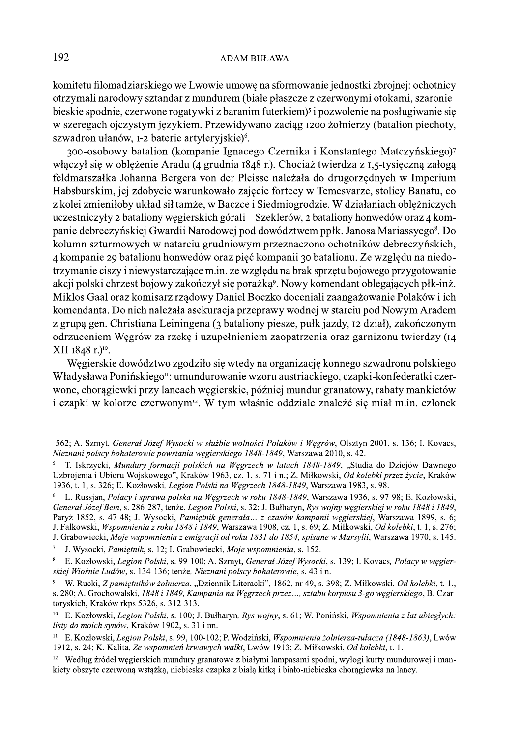komitetu filomadziarskiego we Lwowie umowę na sformowanie jednostki zbrojnej: ochotnicy otrzymali narodowy sztandar z mundurem (białe płaszcze z czerwonymi otokami, szaroniebieskie spodnie, czerwone rogatywki z baranim futerkiem)[5] i pozwolenie na posługiwanie się w szeregach ojczystym językiem. Przewidywano zaciąg 1200 żołnierzy (batalion piechoty, szwadron ułanów, 1-2 baterie artyleryjskie)[6].

300-osobowy batalion (kompanie Ignacego Czernika i Konstantego Matczyńskiego)[7] włączył się w oblężenie Aradu (4 grudnia 1848 r.). Chociaż twierdza z 1,5-tysięczną załogą feldmarszałka Johanna Bergera von der Pleisse należała do drugorzędnych w Imperium Habsburskim, jej zdobycie warunkowało zajęcie fortecy w Temesvarze, stolicy Banatu, co z kolei zmieniłoby układ sił tamże, w Baczce i Siedmiogrodzie. W działaniach oblężniczych uczestniczyły 2 bataliony węgierskich górali – Szeklerów, 2 bataliony honwedów oraz 4 kompanie debreczyńskiej Gwardii Narodowej pod dowództwem ppłk. Janosa Mariassyego[8]. Do kolumn szturmowych w natarciu grudniowym przeznaczono ochotników debreczyńskich, 4 kompanie 29 batalionu honwedów oraz pięć kompanii 30 batalionu. Ze względu na niedotrzymanie ciszy i niewystarczające m.in. ze względu na brak sprzętu bojowego przygotowanie akcji polski chrzest bojowy zakończył się porażką[9]. Nowy komendant oblegających płk-inż. Miklos Gaal oraz komisarz rządowy Daniel Boczko doceniali zaangażowanie Polaków i ich komendanta. Do nich należała asekuracja przeprawy wodnej w starciu pod Nowym Aradem z grupą gen. Christiana Leiningena (3 bataliony piesze, pułk jazdy, 12 dział), zakończonym odrzuceniem Węgrów za rzekę i uzupełnieniem zaopatrzenia oraz garnizonu twierdzy (14 XII 1848 r.)[10].

Węgierskie dowództwo zgodziło się wtedy na organizację konnego szwadronu polskiego Władysława Ponińskiego[11]: umundurowanie wzoru austriackiego, czapki-konfederatki czerwone, chorągiewki przy lancach węgierskie, później mundur granatowy, rabaty mankietów i czapki w kolorze czerwonym[12]. W tym właśnie oddziale znaleźć się miał m.in. członek

---

-562; A. Szmyt, *Generał Józef Wysocki w służbie wolności Polaków i Węgrów*, Olsztyn 2001, s. 136; I. Kovacs, *Nieznani polscy bohaterowie powstania węgierskiego 1848-1849*, Warszawa 2010, s. 42.

[5] T. Iskrzycki, *Mundury formacji polskich na Węgrzech w latach 1848-1849*, „Studia do Dziejów Dawnego Uzbrojenia i Ubioru Wojskowego", Kraków 1963, cz. 1, s. 71 i n.; Z. Miłkowski, *Od kolebki przez życie*, Kraków 1936, t. 1, s. 326; E. Kozłowski, *Legion Polski na Węgrzech 1848-1849*, Warszawa 1983, s. 98.

[6] L. Russjan, *Polacy i sprawa polska na Węgrzech w roku 1848-1849*, Warszawa 1936, s. 97-98; E. Kozłowski, *Generał Józef Bem*, s. 286-287, tenże, *Legion Polski*, s. 32; J. Bułharyn, *Rys wojny węgierskiej w roku 1848 i 1849*, Paryż 1852, s. 47-48; J. Wysocki, *Pamiętnik generała... z czasów kampanii węgierskiej*, Warszawa 1899, s. 6; J. Falkowski, *Wspomnienia z roku 1848 i 1849*, Warszawa 1908, cz. 1, s. 69; Z. Miłkowski, *Od kolebki*, t. 1, s. 276; J. Grabowiecki, *Moje wspomnienia z emigracji od roku 1831 do 1854, spisane w Marsylii*, Warszawa 1970, s. 145.

[7] J. Wysocki, *Pamiętnik*, s. 12; I. Grabowiecki, *Moje wspomnienia*, s. 152.

[8] E. Kozłowski, *Legion Polski*, s. 99-100; A. Szmyt, *Generał Józef Wysocki*, s. 139; I. Kovacs, *Polacy w węgierskiej Wiośnie Ludów*, s. 134-136; tenże, *Nieznani polscy bohaterowie*, s. 43 i n.

[9] W. Rucki, *Z pamiętników żołnierza*, „Dziennik Literacki", 1862, nr 49, s. 398; Z. Miłkowski, *Od kolebki*, t. 1., s. 280; A. Grochowalski, *1848 i 1849, Kampania na Węgrzech przez..., sztabu korpusu 3-go węgierskiego*, B. Czartoryskich, Kraków rkps 5326, s. 312-313.

[10] E. Kozłowski, *Legion Polski*, s. 100; J. Bułharyn, *Rys wojny*, s. 61; W. Poniński, *Wspomnienia z lat ubiegłych: listy do moich synów*, Kraków 1902, s. 31 i nn.

[11] E. Kozłowski, *Legion Polski*, s. 99, 100-102; P. Wodziński, *Wspomnienia żołnierza-tułacza (1848-1863)*, Lwów 1912, s. 24; K. Kalita, *Ze wspomnień krwawych walki*, Lwów 1913; Z. Miłkowski, *Od kolebki*, t. 1.

[12] Według źródeł węgierskich mundury granatowe z białymi lampasami spodni, wyłogi kurty mundurowej i mankiety obszyte czerwoną wstążką, niebieska czapka z białą kitką i biało-niebieska chorągiewka na lancy.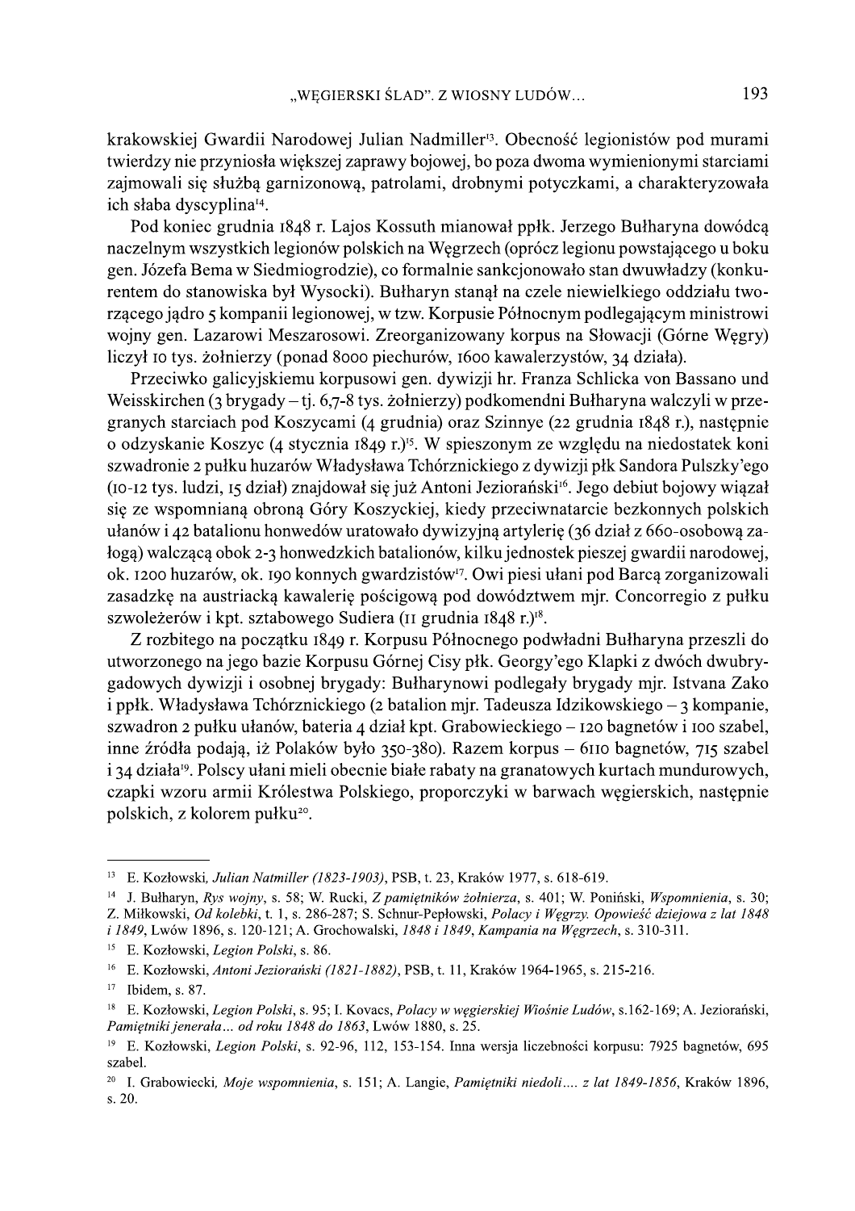krakowskiej Gwardii Narodowej Julian Nadmiller[13]. Obecność legionistów pod murami twierdzy nie przyniosła większej zaprawy bojowej, bo poza dwoma wymienionymi starciami zajmowali się służbą garnizonową, patrolami, drobnymi potyczkami, a charakteryzowała ich słaba dyscyplina[14].

Pod koniec grudnia 1848 r. Lajos Kossuth mianował ppłk. Jerzego Bułharyna dowódcą naczelnym wszystkich legionów polskich na Węgrzech (oprócz legionu powstającego u boku gen. Józefa Bema w Siedmiogrodzie), co formalnie sankcjonowało stan dwuwładzy (konkurentem do stanowiska był Wysocki). Bułharyn stanął na czele niewielkiego oddziału tworzącego jądro 5 kompanii legionowej, w tzw. Korpusie Północnym podlegającym ministrowi wojny gen. Lazarowi Meszarosowi. Zreorganizowany korpus na Słowacji (Górne Węgry) liczył 10 tys. żołnierzy (ponad 8000 piechurów, 1600 kawalerzystów, 34 działa).

Przeciwko galicyjskiemu korpusowi gen. dywizji hr. Franza Schlicka von Bassano und Weisskirchen (3 brygady – tj. 6,7-8 tys. żołnierzy) podkomendni Bułharyna walczyli w przegranych starciach pod Koszycami (4 grudnia) oraz Szinnye (22 grudnia 1848 r.), następnie o odzyskanie Koszyc (4 stycznia 1849 r.)[15]. W spieszonym ze względu na niedostatek koni szwadronie 2 pułku huzarów Władysława Tchórznickiego z dywizji płk Sandora Pulszky'ego (10-12 tys. ludzi, 15 dział) znajdował się już Antoni Jeziorański[16]. Jego debiut bojowy wiązał się ze wspomnianą obroną Góry Koszyckiej, kiedy przeciwnatarcie bezkonnych polskich ułanów i 42 batalionu honwedów uratowało dywizyjną artylerię (36 dział z 660-osobową załogą) walczącą obok 2-3 honwedzkich batalionów, kilku jednostek pieszej gwardii narodowej, ok. 1200 huzarów, ok. 190 konnych gwardzistów[17]. Owi piesi ułani pod Barcą zorganizowali zasadzkę na austriacką kawalerię pościgową pod dowództwem mjr. Concorregio z pułku szwoleżerów i kpt. sztabowego Sudiera (11 grudnia 1848 r.)[18].

Z rozbitego na początku 1849 r. Korpusu Północnego podwładni Bułharyna przeszli do utworzonego na jego bazie Korpusu Górnej Cisy płk. Georgy'ego Klapki z dwóch dwubrygadowych dywizji i osobnej brygady: Bułharynowi podlegały brygady mjr. Istvana Zako i ppłk. Władysława Tchórznickiego (2 batalion mjr. Tadeusza Idzikowskiego – 3 kompanie, szwadron 2 pułku ułanów, bateria 4 dział kpt. Grabowieckiego – 120 bagnetów i 100 szabel, inne źródła podają, iż Polaków było 350-380). Razem korpus – 6110 bagnetów, 715 szabel i 34 działa[19]. Polscy ułani mieli obecnie białe rabaty na granatowych kurtach mundurowych, czapki wzoru armii Królestwa Polskiego, proporczyki w barwach węgierskich, następnie polskich, z kolorem pułku[20].

---

[13] E. Kozłowski, *Julian Natmiller (1823-1903)*, PSB, t. 23, Kraków 1977, s. 618-619.

[14] J. Bułharyn, *Rys wojny*, s. 58; W. Rucki, *Z pamiętników żołnierza*, s. 401; W. Poniński, *Wspomnienia*, s. 30; Z. Miłkowski, *Od kolebki*, t. 1, s. 286-287; S. Schnur-Pepłowski, *Polacy i Węgrzy. Opowieść dziejowa z lat 1848 i 1849*, Lwów 1896, s. 120-121; A. Grochowalski, *1848 i 1849*, *Kampania na Węgrzech*, s. 310-311.

[15] E. Kozłowski, *Legion Polski*, s. 86.

[16] E. Kozłowski, *Antoni Jeziorański (1821-1882)*, PSB, t. 11, Kraków 1964-1965, s. 215-216.

[17] Ibidem, s. 87.

[18] E. Kozłowski, *Legion Polski*, s. 95; I. Kovacs, *Polacy w węgierskiej Wiośnie Ludów*, s.162-169; A. Jeziorański, *Pamiętniki jenerała... od roku 1848 do 1863*, Lwów 1880, s. 25.

[19] E. Kozłowski, *Legion Polski*, s. 92-96, 112, 153-154. Inna wersja liczebności korpusu: 7925 bagnetów, 695 szabel.

[20] I. Grabowiecki, *Moje wspomnienia*, s. 151; A. Langie, *Pamiętniki niedoli.... z lat 1849-1856*, Kraków 1896, s. 20.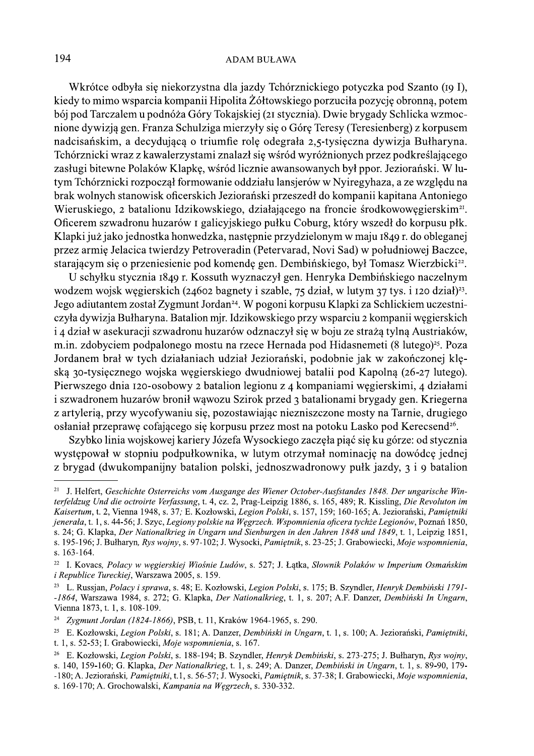Wkrótce odbyła się niekorzystna dla jazdy Tchórznickiego potyczka pod Szanto (19 I), kiedy to mimo wsparcia kompanii Hipolita Żółtowskiego porzuciła pozycję obronną, potem bój pod Tarczalem u podnóża Góry Tokajskiej (21 stycznia). Dwie brygady Schlicka wzmocnione dywizją gen. Franza Schulziga mierzyły się o Górę Teresy (Teresienberg) z korpusem nadcisańskim, a decydującą o triumfie rolę odegrała 2,5-tysięczna dywizja Bułharyna. Tchórznicki wraz z kawalerzystami znalazł się wśród wyróżnionych przez podkreślającego zasługi bitewne Polaków Klapkę, wśród licznie awansowanych był ppor. Jeziorański. W lutym Tchórznicki rozpoczął formowanie oddziału lansjerów w Nyiregyhaza, a ze względu na brak wolnych stanowisk oficerskich Jeziorański przeszedł do kompanii kapitana Antoniego Wieruskiego, 2 batalionu Idzikowskiego, działającego na froncie środkowowęgierskim[21]. Oficerem szwadronu huzarów 1 galicyjskiego pułku Coburg, który wszedł do korpusu płk. Klapki już jako jednostka honwedzka, następnie przydzielonym w maju 1849 r. do obleganej przez armię Jelacica twierdzy Petroveradin (Petervarad, Novi Sad) w południowej Baczce, starającym się o przeniesienie pod komendę gen. Dembińskiego, był Tomasz Wierzbicki[22].

U schyłku stycznia 1849 r. Kossuth wyznaczył gen. Henryka Dembińskiego naczelnym wodzem wojsk węgierskich (24602 bagnety i szable, 75 dział, w lutym 37 tys. i 120 dział)[23]. Jego adiutantem został Zygmunt Jordan[24]. W pogoni korpusu Klapki za Schlickiem uczestniczyła dywizja Bułharyna. Batalion mjr. Idzikowskiego przy wsparciu 2 kompanii węgierskich i 4 dział w asekuracji szwadronu huzarów odznaczył się w boju ze strażą tylną Austriaków, m.in. zdobyciem podpalonego mostu na rzece Hernada pod Hidasnemeti (8 lutego)[25]. Poza Jordanem brał w tych działaniach udział Jeziorański, podobnie jak w zakończonej klęską 30-tysięcznego wojska węgierskiego dwudniowej batalii pod Kapolną (26-27 lutego). Pierwszego dnia 120-osobowy 2 batalion legionu z 4 kompaniami węgierskimi, 4 działami i szwadronem huzarów bronił wąwozu Szirok przed 3 batalionami brygady gen. Kriegerna z artylerią, przy wycofywaniu się, pozostawiając niezniszczone mosty na Tarnie, drugiego osłaniał przeprawę cofającego się korpusu przez most na potoku Lasko pod Kerecsend[26].

Szybko linia wojskowej kariery Józefa Wysockiego zaczęła piąć się ku górze: od stycznia występował w stopniu podpułkownika, w lutym otrzymał nominację na dowódcę jednej z brygad (dwukompanijny batalion polski, jednoszwadronowy pułk jazdy, 3 i 9 batalion

---

[21] J. Helfert, *Geschichte Osterreichs vom Ausgange des Wiener October-Ausfstandes 1848. Der ungarische Winterfeldzug Und die octroirte Verfassung*, t. 4, cz. 2, Prag-Leipzig 1886, s. 165, 489; R. Kissling, *Die Revoluton im Kaisertum*, t. 2, Vienna 1948, s. 37; E. Kozłowski, *Legion Polski*, s. 157, 159; 160-165; A. Jeziorański, *Pamiętniki jenerała*, t. 1, s. 44-56; J. Szyc, *Legiony polskie na Węgrzech. Wspomnienia oficera tychże Legionów*, Poznań 1850, s. 24; G. Klapka, *Der Nationalkrieg in Ungarn und Sienburgen in den Jahren 1848 und 1849*, t. 1, Leipzig 1851, s. 195-196; J. Bułharyn, *Rys wojny*, s. 97-102; J. Wysocki, *Pamiętnik*, s. 23-25; J. Grabowiecki, *Moje wspomnienia*, s. 163-164.

[22] I. Kovacs, *Polacy w węgierskiej Wiośnie Ludów*, s. 527; J. Łątka, *Słownik Polaków w Imperium Osmańskim i Republice Tureckiej*, Warszawa 2005, s. 159.

[23] L. Russjan, *Polacy i sprawa*, s. 48; E. Kozłowski, *Legion Polski*, s. 175; B. Szyndler, *Henryk Dembiński 1791-1864*, Warszawa 1984, s. 272; G. Klapka, *Der Nationalkrieg*, t. 1, s. 207; A.F. Danzer, *Dembiński In Ungarn*, Vienna 1873, t. 1, s. 108-109.

[24] *Zygmunt Jordan (1824-1866)*, PSB, t. 11, Kraków 1964-1965, s. 290.

[25] E. Kozłowski, *Legion Polski*, s. 181; A. Danzer, *Dembiński in Ungarn*, t. 1, s. 100; A. Jeziorański, *Pamiętniki*, t. 1, s. 52-53; I. Grabowiecki, *Moje wspomnienia*, s. 167.

[26] E. Kozłowski, *Legion Polski*, s. 188-194; B. Szyndler, *Henryk Dembiński*, s. 273-275; J. Bułharyn, *Rys wojny*, s. 140, 159-160; G. Klapka, *Der Nationalkrieg*, t. 1, s. 249; A. Danzer, *Dembiński in Ungarn*, t. 1, s. 89-90, 179-180; A. Jeziorański, *Pamiętniki*, t.1, s. 56-57; J. Wysocki, *Pamiętnik*, s. 37-38; I. Grabowiecki, *Moje wspomnienia*, s. 169-170; A. Grochowalski, *Kampania na Węgrzech*, s. 330-332.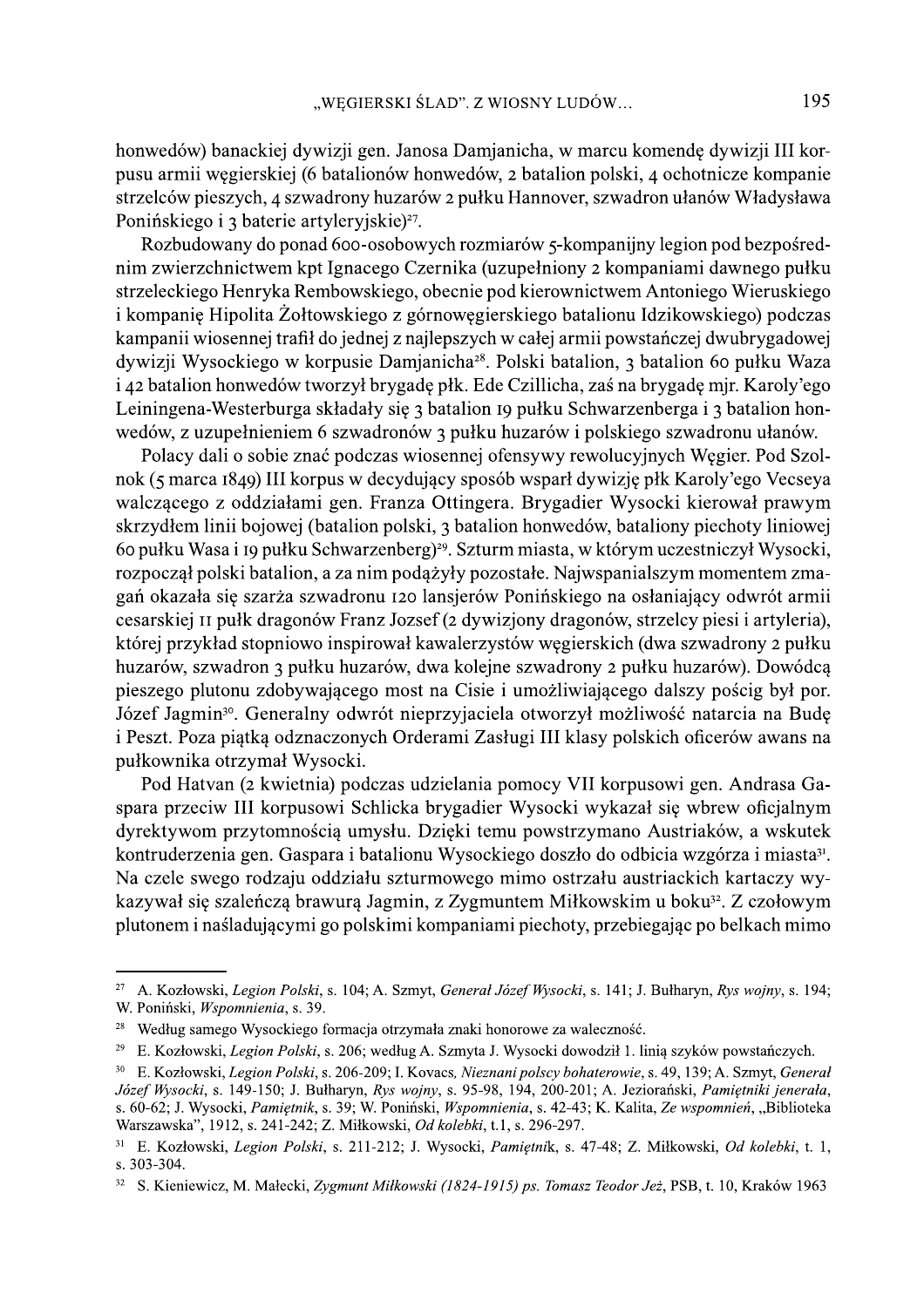honwedów) banackiej dywizji gen. Janosa Damjanicha, w marcu komendę dywizji III korpusu armii węgierskiej (6 batalionów honwedów, 2 batalion polski, 4 ochotnicze kompanie strzelców pieszych, 4 szwadrony huzarów 2 pułku Hannover, szwadron ułanów Władysława Ponińskiego i 3 baterie artyleryjskie)[27].

Rozbudowany do ponad 600-osobowych rozmiarów 5-kompanijny legion pod bezpośrednim zwierzchnictwem kpt Ignacego Czernika (uzupełniony 2 kompaniami dawnego pułku strzeleckiego Henryka Rembowskiego, obecnie pod kierownictwem Antoniego Wieruskiego i kompanię Hipolita Żołtowskiego z górnowęgierskiego batalionu Idzikowskiego) podczas kampanii wiosennej trafił do jednej z najlepszych w całej armii powstańczej dwubrygadowej dywizji Wysockiego w korpusie Damjanicha[28]. Polski batalion, 3 batalion 60 pułku Waza i 42 batalion honwedów tworzył brygadę płk. Ede Czillicha, zaś na brygadę mjr. Karoly'ego Leiningena-Westerburga składały się 3 batalion 19 pułku Schwarzenberga i 3 batalion honwedów, z uzupełnieniem 6 szwadronów 3 pułku huzarów i polskiego szwadronu ułanów.

Polacy dali o sobie znać podczas wiosennej ofensywy rewolucyjnych Węgier. Pod Szolnok (5 marca 1849) III korpus w decydujący sposób wsparł dywizję płk Karoly'ego Vecseya walczącego z oddziałami gen. Franza Ottingera. Brygadier Wysocki kierował prawym skrzydłem linii bojowej (batalion polski, 3 batalion honwedów, bataliony piechoty liniowej 60 pułku Wasa i 19 pułku Schwarzenberg)[29]. Szturm miasta, w którym uczestniczył Wysocki, rozpoczął polski batalion, a za nim podążyły pozostałe. Najwspanialszym momentem zmagań okazała się szarża szwadronu 120 lansjerów Ponińskiego na osłaniający odwrót armii cesarskiej 11 pułk dragonów Franz Jozsef (2 dywizjony dragonów, strzelcy piesi i artyleria), której przykład stopniowo inspirował kawalerzystów węgierskich (dwa szwadrony 2 pułku huzarów, szwadron 3 pułku huzarów, dwa kolejne szwadrony 2 pułku huzarów). Dowódcą pieszego plutonu zdobywającego most na Cisie i umożliwiającego dalszy pościg był por. Józef Jagmin[30]. Generalny odwrót nieprzyjaciela otworzył możliwość natarcia na Budę i Peszt. Poza piątką odznaczonych Orderami Zasługi III klasy polskich oficerów awans na pułkownika otrzymał Wysocki.

Pod Hatvan (2 kwietnia) podczas udzielania pomocy VII korpusowi gen. Andrasa Gaspara przeciw III korpusowi Schlicka brygadier Wysocki wykazał się wbrew oficjalnym dyrektywom przytomnością umysłu. Dzięki temu powstrzymano Austriaków, a wskutek kontruderzenia gen. Gaspara i batalionu Wysockiego doszło do odbicia wzgórza i miasta[31]. Na czele swego rodzaju oddziału szturmowego mimo ostrzału austriackich kartaczy wykazywał się szaleńczą brawurą Jagmin, z Zygmuntem Miłkowskim u boku[32]. Z czołowym plutonem i naśladującymi go polskimi kompaniami piechoty, przebiegając po belkach mimo

---

[27] A. Kozłowski, *Legion Polski*, s. 104; A. Szmyt, *Generał Józef Wysocki*, s. 141; J. Bułharyn, *Rys wojny*, s. 194; W. Poniński, *Wspomnienia*, s. 39.

[28] Według samego Wysockiego formacja otrzymała znaki honorowe za waleczność.

[29] E. Kozłowski, *Legion Polski*, s. 206; według A. Szmyta J. Wysocki dowodził 1. linią szyków powstańczych.

[30] E. Kozłowski, *Legion Polski*, s. 206-209; I. Kovacs, *Nieznani polscy bohaterowie*, s. 49, 139; A. Szmyt, *Generał Józef Wysocki*, s. 149-150; J. Bułharyn, *Rys wojny*, s. 95-98, 194, 200-201; A. Jeziorański, *Pamiętniki jenerała*, s. 60-62; J. Wysocki, *Pamiętnik*, s. 39; W. Poniński, *Wspomnienia*, s. 42-43; K. Kalita, *Ze wspomnień*, „Biblioteka Warszawska", 1912, s. 241-242; Z. Miłkowski, *Od kolebki*, t.1, s. 296-297.

[31] E. Kozłowski, *Legion Polski*, s. 211-212; J. Wysocki, *Pamiętnik*, s. 47-48; Z. Miłkowski, *Od kolebki*, t. 1, s. 303-304.

[32] S. Kieniewicz, M. Małecki, *Zygmunt Miłkowski (1824-1915) ps. Tomasz Teodor Jeż*, PSB, t. 10, Kraków 1963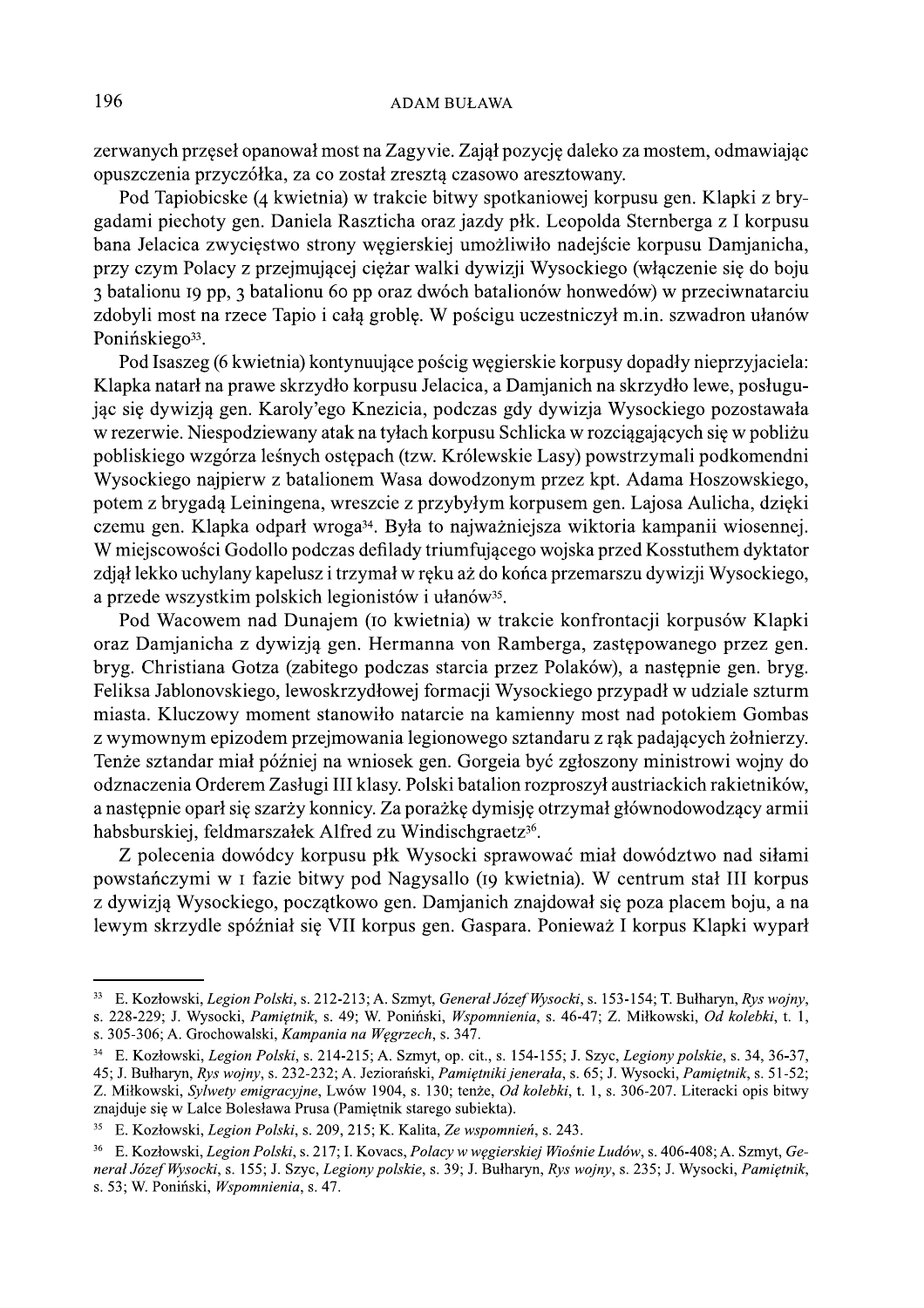zerwanych przęseł opanował most na Zagyvie. Zajął pozycję daleko za mostem, odmawiając opuszczenia przyczółka, za co został zresztą czasowo aresztowany.

Pod Tapiobicske (4 kwietnia) w trakcie bitwy spotkaniowej korpusu gen. Klapki z brygadami piechoty gen. Daniela Raszticha oraz jazdy płk. Leopolda Sternberga z I korpusu bana Jelacica zwycięstwo strony węgierskiej umożliwiło nadejście korpusu Damjanicha, przy czym Polacy z przejmującej ciężar walki dywizji Wysockiego (włączenie się do boju 3 batalionu 19 pp, 3 batalionu 60 pp oraz dwóch batalionów honwedów) w przeciwnatarciu zdobyli most na rzece Tapio i całą groblę. W pościgu uczestniczył m.in. szwadron ułanów Ponińskiego[33].

Pod Isaszeg (6 kwietnia) kontynuujące pościg węgierskie korpusy dopadły nieprzyjaciela: Klapka natarł na prawe skrzydło korpusu Jelacica, a Damjanich na skrzydło lewe, posługując się dywizją gen. Karoly'ego Knezicia, podczas gdy dywizja Wysockiego pozostawała w rezerwie. Niespodziewany atak na tyłach korpusu Schlicka w rozciągających się w pobliżu pobliskiego wzgórza leśnych ostępach (tzw. Królewskie Lasy) powstrzymali podkomendni Wysockiego najpierw z batalionem Wasa dowodzonym przez kpt. Adama Hoszowskiego, potem z brygadą Leiningena, wreszcie z przybyłym korpusem gen. Lajosa Aulicha, dzięki czemu gen. Klapka odparł wroga[34]. Była to najważniejsza wiktoria kampanii wiosennej. W miejscowości Godollo podczas defilady triumfującego wojska przed Kosstuthem dyktator zdjął lekko uchylany kapelusz i trzymał w ręku aż do końca przemarszu dywizji Wysockiego, a przede wszystkim polskich legionistów i ułanów[35].

Pod Wacowem nad Dunajem (10 kwietnia) w trakcie konfrontacji korpusów Klapki oraz Damjanicha z dywizją gen. Hermanna von Ramberga, zastępowanego przez gen. bryg. Christiana Gotza (zabitego podczas starcia przez Polaków), a następnie gen. bryg. Feliksa Jablonovskiego, lewoskrzydłowej formacji Wysockiego przypadł w udziale szturm miasta. Kluczowy moment stanowiło natarcie na kamienny most nad potokiem Gombas z wymownym epizodem przejmowania legionowego sztandaru z rąk padających żołnierzy. Tenże sztandar miał później na wniosek gen. Gorgeia być zgłoszony ministrowi wojny do odznaczenia Orderem Zasługi III klasy. Polski batalion rozproszył austriackich rakietników, a następnie oparł się szarży konnicy. Za porażkę dymisję otrzymał głównodowodzący armii habsburskiej, feldmarszałek Alfred zu Windischgraetz[36].

Z polecenia dowódcy korpusu płk Wysocki sprawować miał dowództwo nad siłami powstańczymi w I fazie bitwy pod Nagysallo (19 kwietnia). W centrum stał III korpus z dywizją Wysockiego, początkowo gen. Damjanich znajdował się poza placem boju, a na lewym skrzydle spóźniał się VII korpus gen. Gaspara. Ponieważ I korpus Klapki wyparł

---

[33] E. Kozłowski, *Legion Polski*, s. 212-213; A. Szmyt, *Generał Józef Wysocki*, s. 153-154; T. Bułharyn, *Rys wojny*, s. 228-229; J. Wysocki, *Pamiętnik*, s. 49; W. Poniński, *Wspomnienia*, s. 46-47; Z. Miłkowski, *Od kolebki*, t. 1, s. 305-306; A. Grochowalski, *Kampania na Węgrzech*, s. 347.

[34] E. Kozłowski, *Legion Polski*, s. 214-215; A. Szmyt, op. cit., s. 154-155; J. Szyc, *Legiony polskie*, s. 34, 36-37, 45; J. Bułharyn, *Rys wojny*, s. 232-232; A. Jeziorański, *Pamiętniki jenerała*, s. 65; J. Wysocki, *Pamiętnik*, s. 51-52; Z. Miłkowski, *Sylwety emigracyjne*, Lwów 1904, s. 130; tenże, *Od kolebki*, t. 1, s. 306-207. Literacki opis bitwy znajduje się w Lalce Bolesława Prusa (Pamiętnik starego subiekta).

[35] E. Kozłowski, *Legion Polski*, s. 209, 215; K. Kalita, *Ze wspomnień*, s. 243.

[36] E. Kozłowski, *Legion Polski*, s. 217; I. Kovacs, *Polacy w węgierskiej Wiośnie Ludów*, s. 406-408; A. Szmyt, *Generał Józef Wysocki*, s. 155; J. Szyc, *Legiony polskie*, s. 39; J. Bułharyn, *Rys wojny*, s. 235; J. Wysocki, *Pamiętnik*, s. 53; W. Poniński, *Wspomnienia*, s. 47.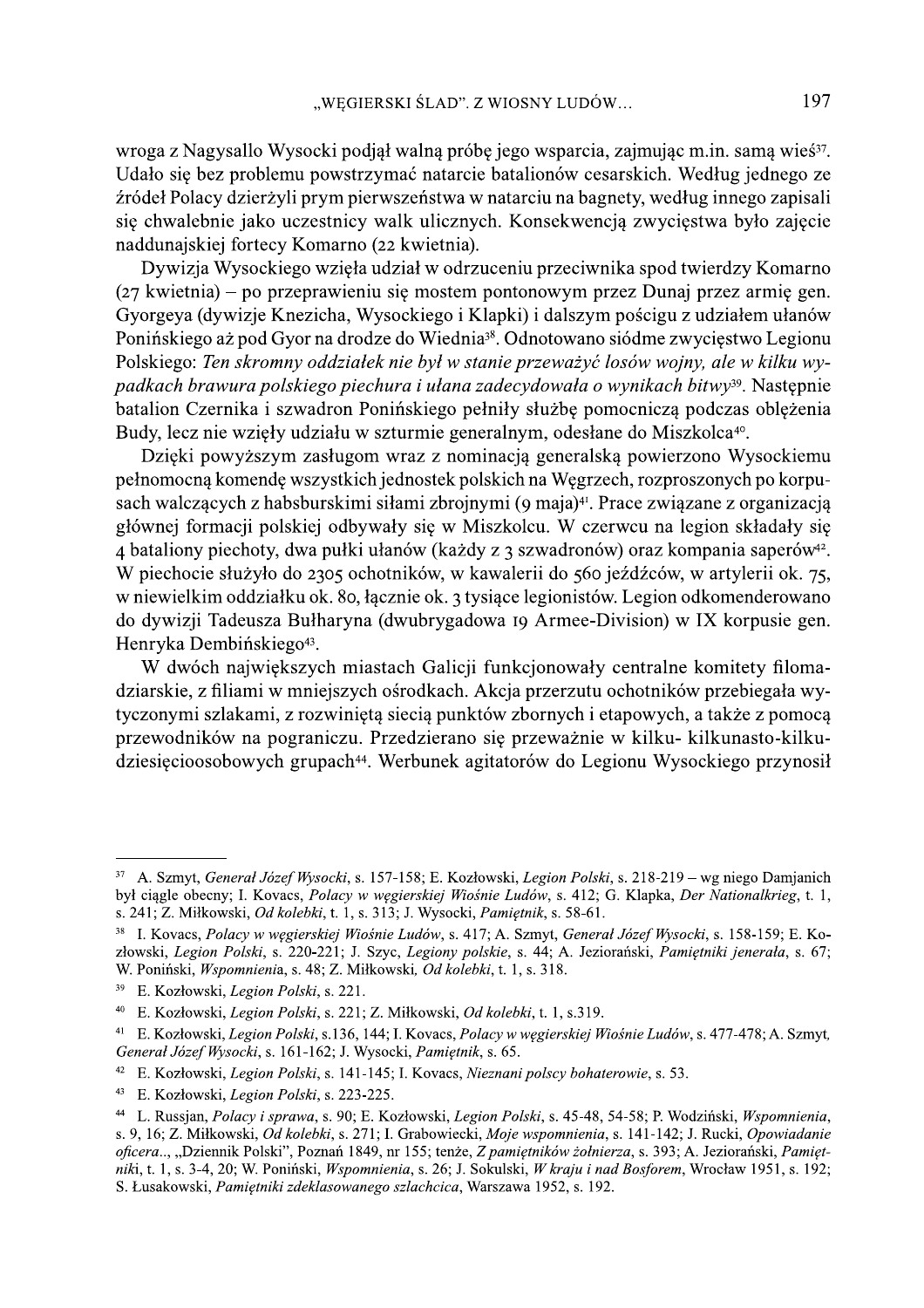wroga z Nagysallo Wysocki podjął walną próbę jego wsparcia, zajmując m.in. samą wieś[37]. Udało się bez problemu powstrzymać natarcie batalionów cesarskich. Według jednego ze źródeł Polacy dzierżyli prym pierwszeństwa w natarciu na bagnety, według innego zapisali się chwalebnie jako uczestnicy walk ulicznych. Konsekwencją zwycięstwa było zajęcie naddunajskiej fortecy Komarno (22 kwietnia).

Dywizja Wysockiego wzięła udział w odrzuceniu przeciwnika spod twierdzy Komarno (27 kwietnia) – po przeprawieniu się mostem pontonowym przez Dunaj przez armię gen. Gyorgeya (dywizje Knezicha, Wysockiego i Klapki) i dalszym pościgu z udziałem ułanów Ponińskiego aż pod Gyor na drodze do Wiednia[38]. Odnotowano siódme zwycięstwo Legionu Polskiego: *Ten skromny oddziałek nie był w stanie przeważyć losów wojny, ale w kilku wypadkach brawura polskiego piechura i ułana zadecydowała o wynikach bitwy*[39]. Następnie batalion Czernika i szwadron Ponińskiego pełniły służbę pomocniczą podczas oblężenia Budy, lecz nie wzięły udziału w szturmie generalnym, odesłane do Miszkolca[40].

Dzięki powyższym zasługom wraz z nominacją generalską powierzono Wysockiemu pełnomocną komendę wszystkich jednostek polskich na Węgrzech, rozproszonych po korpusach walczących z habsburskimi siłami zbrojnymi (9 maja)[41]. Prace związane z organizacją głównej formacji polskiej odbywały się w Miszkolcu. W czerwcu na legion składały się 4 bataliony piechoty, dwa pułki ułanów (każdy z 3 szwadronów) oraz kompania saperów[42]. W piechocie służyło do 2305 ochotników, w kawalerii do 560 jeźdźców, w artylerii ok. 75, w niewielkim oddziałku ok. 80, łącznie ok. 3 tysiące legionistów. Legion odkomenderowano do dywizji Tadeusza Bułharyna (dwubrygadowa 19 Armee-Division) w IX korpusie gen. Henryka Dembińskiego[43].

W dwóch największych miastach Galicji funkcjonowały centralne komitety filomadziarskie, z filiami w mniejszych ośrodkach. Akcja przerzutu ochotników przebiegała wytyczonymi szlakami, z rozwiniętą siecią punktów zbornych i etapowych, a także z pomocą przewodników na pograniczu. Przedzierano się przeważnie w kilku- kilkunasto-kilkudziesięcioosobowych grupach[44]. Werbunek agitatorów do Legionu Wysockiego przynosił

---

[37] A. Szmyt, *Generał Józef Wysocki*, s. 157-158; E. Kozłowski, *Legion Polski*, s. 218-219 – wg niego Damjanich był ciągle obecny; I. Kovacs, *Polacy w węgierskiej Wiośnie Ludów*, s. 412; G. Klapka, *Der Nationalkrieg*, t. 1, s. 241; Z. Miłkowski, *Od kolebki*, t. 1, s. 313; J. Wysocki, *Pamiętnik*, s. 58-61.

[38] I. Kovacs, *Polacy w węgierskiej Wiośnie Ludów*, s. 417; A. Szmyt, *Generał Józef Wysocki*, s. 158-159; E. Kozłowski, *Legion Polski*, s. 220-221; J. Szyc, *Legiony polskie*, s. 44; A. Jeziorański, *Pamiętniki jenerała*, s. 67; W. Poniński, *Wspomnienia*, s. 48; Z. Miłkowski, *Od kolebki*, t. 1, s. 318.

[39] E. Kozłowski, *Legion Polski*, s. 221.

[40] E. Kozłowski, *Legion Polski*, s. 221; Z. Miłkowski, *Od kolebki*, t. 1, s.319.

[41] E. Kozłowski, *Legion Polski*, s.136, 144; I. Kovacs, *Polacy w węgierskiej Wiośnie Ludów*, s. 477-478; A. Szmyt, *Generał Józef Wysocki*, s. 161-162; J. Wysocki, *Pamiętnik*, s. 65.

[42] E. Kozłowski, *Legion Polski*, s. 141-145; I. Kovacs, *Nieznani polscy bohaterowie*, s. 53.

[43] E. Kozłowski, *Legion Polski*, s. 223-225.

[44] L. Russjan, *Polacy i sprawa*, s. 90; E. Kozłowski, *Legion Polski*, s. 45-48, 54-58; P. Wodziński, *Wspomnienia*, s. 9, 16; Z. Miłkowski, *Od kolebki*, s. 271; I. Grabowiecki, *Moje wspomnienia*, s. 141-142; J. Rucki, *Opowiadanie oficera..*, „Dziennik Polski", Poznań 1849, nr 155; tenże, *Z pamiętników żołnierza*, s. 393; A. Jeziorański, *Pamiętniki*, t. 1, s. 3-4, 20; W. Poniński, *Wspomnienia*, s. 26; J. Sokulski, *W kraju i nad Bosforem*, Wrocław 1951, s. 192; S. Łusakowski, *Pamiętniki zdeklasowanego szlachcica*, Warszawa 1952, s. 192.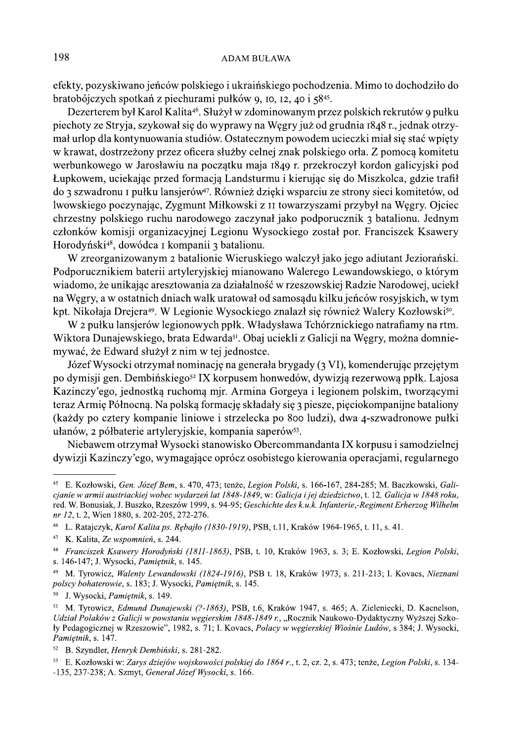efekty, pozyskiwano jeńców polskiego i ukraińskiego pochodzenia. Mimo to dochodziło do bratobójczych spotkań z piechurami pułków 9, 10, 12, 40 i 58[45].

Dezerterem był Karol Kalita[46]. Służył w zdominowanym przez polskich rekrutów 9 pułku piechoty ze Stryja, szykował się do wyprawy na Węgry już od grudnia 1848 r., jednak otrzymał urlop dla kontynuowania studiów. Ostatecznym powodem ucieczki miał się stać wpięty w krawat, dostrzeżony przez oficera służby celnej znak polskiego orła. Z pomocą komitetu werbunkowego w Jarosławiu na początku maja 1849 r. przekroczył kordon galicyjski pod Łupkowem, uciekając przed formacją Landsturmu i kierując się do Miszkolca, gdzie trafił do 3 szwadronu 1 pułku lansjerów[47]. Również dzięki wsparciu ze strony sieci komitetów, od lwowskiego poczynając, Zygmunt Miłkowski z 11 towarzyszami przybył na Węgry. Ojciec chrzestny polskiego ruchu narodowego zaczynał jako podporucznik 3 batalionu. Jednym członków komisji organizacyjnej Legionu Wysockiego został por. Franciszek Ksawery Horodyński[48], dowódca 1 kompanii 3 batalionu.

W zreorganizowanym 2 batalionie Wieruskiego walczył jako jego adiutant Jeziorański. Podporucznikiem baterii artyleryjskiej mianowano Walerego Lewandowskiego, o którym wiadomo, że unikając aresztowania za działalność w rzeszowskiej Radzie Narodowej, uciekł na Węgry, a w ostatnich dniach walk uratował od samosądu kilku jeńców rosyjskich, w tym kpt. Nikołaja Drejera[49]. W Legionie Wysockiego znalazł się również Walery Kozłowski[50].

W 2 pułku lansjerów legionowych ppłk. Władysława Tchórznickiego natrafiamy na rtm. Wiktora Dunajewskiego, brata Edwarda[51]. Obaj uciekli z Galicji na Węgry, można domniemywać, że Edward służył z nim w tej jednostce.

Józef Wysocki otrzymał nominację na generała brygady (3 VI), komenderując przejętym po dymisji gen. Dembińskiego[52] IX korpusem honwedów, dywizją rezerwową ppłk. Lajosa Kazinczy'ego, jednostką ruchomą mjr. Armina Gorgeya i legionem polskim, tworzącymi teraz Armię Północną. Na polską formację składały się 3 piesze, pięciokompanijne bataliony (każdy po cztery kompanie liniowe i strzelecka po 800 ludzi), dwa 4-szwadronowe pułki ułanów, 2 półbaterie artyleryjskie, kompania saperów[53].

Niebawem otrzymał Wysocki stanowisko Obercommandanta IX korpusu i samodzielnej dywizji Kazinczy'ego, wymagające oprócz osobistego kierowania operacjami, regularnego

---

[45] E. Kozłowski, *Gen. Józef Bem*, s. 470, 473; tenże, *Legion Polski*, s. 166-167, 284-285; M. Baczkowski, *Galicjanie w armii austriackiej wobec wydarzeń lat 1848-1849*, w: *Galicja i jej dziedzictwo*, t. 12, *Galicja w 1848 roku*, red. W. Bonusiak, J. Buszko, Rzeszów 1999, s. 94-95; *Geschichte des k.u.k. Infanterie,-Regiment Erherzog Wilhelm nr 12*, t. 2, Wien 1880, s. 202-205, 272-276.

[46] L. Ratajczyk, *Karol Kalita ps. Rębajło (1830-1919)*, PSB, t.11, Kraków 1964-1965, t. 11, s. 41.

[47] K. Kalita, *Ze wspomnień*, s. 244.

[48] *Franciszek Ksawery Horodyński (1811-1863)*, PSB, t. 10, Kraków 1963, s. 3; E. Kozłowski, *Legion Polski*, s. 146-147; J. Wysocki, *Pamiętnik*, s. 145.

[49] M. Tyrowicz, *Walenty Lewandowski (1824-1916)*, PSB t. 18, Kraków 1973, s. 211-213; I. Kovacs, *Nieznani polscy bohaterowie*, s. 183; J. Wysocki, *Pamiętnik*, s. 145.

[50] J. Wysocki, *Pamiętnik*, s. 149.

[51] M. Tyrowicz, *Edmund Dunajewski (?-1863)*, PSB, t.6, Kraków 1947, s. 465; A. Zieleniecki, D. Kacnelson, *Udział Polaków z Galicji w powstaniu węgierskim 1848-1849 r.*, „Rocznik Naukowo-Dydaktyczny Wyższej Szkoły Pedagogicznej w Rzeszowie", 1982, s. 71; I. Kovacs, *Polacy w węgierskiej Wiośnie Ludów*, s 384; J. Wysocki, *Pamiętnik*, s. 147.

[52] B. Szyndler, *Henryk Dembiński*, s. 281-282.

[53] E. Kozłowski w: *Zarys dziejów wojskowości polskiej do 1864 r.*, t. 2, cz. 2, s. 473; tenże, *Legion Polski*, s. 134-135, 237-238; A. Szmyt, *Generał Józef Wysocki*, s. 166.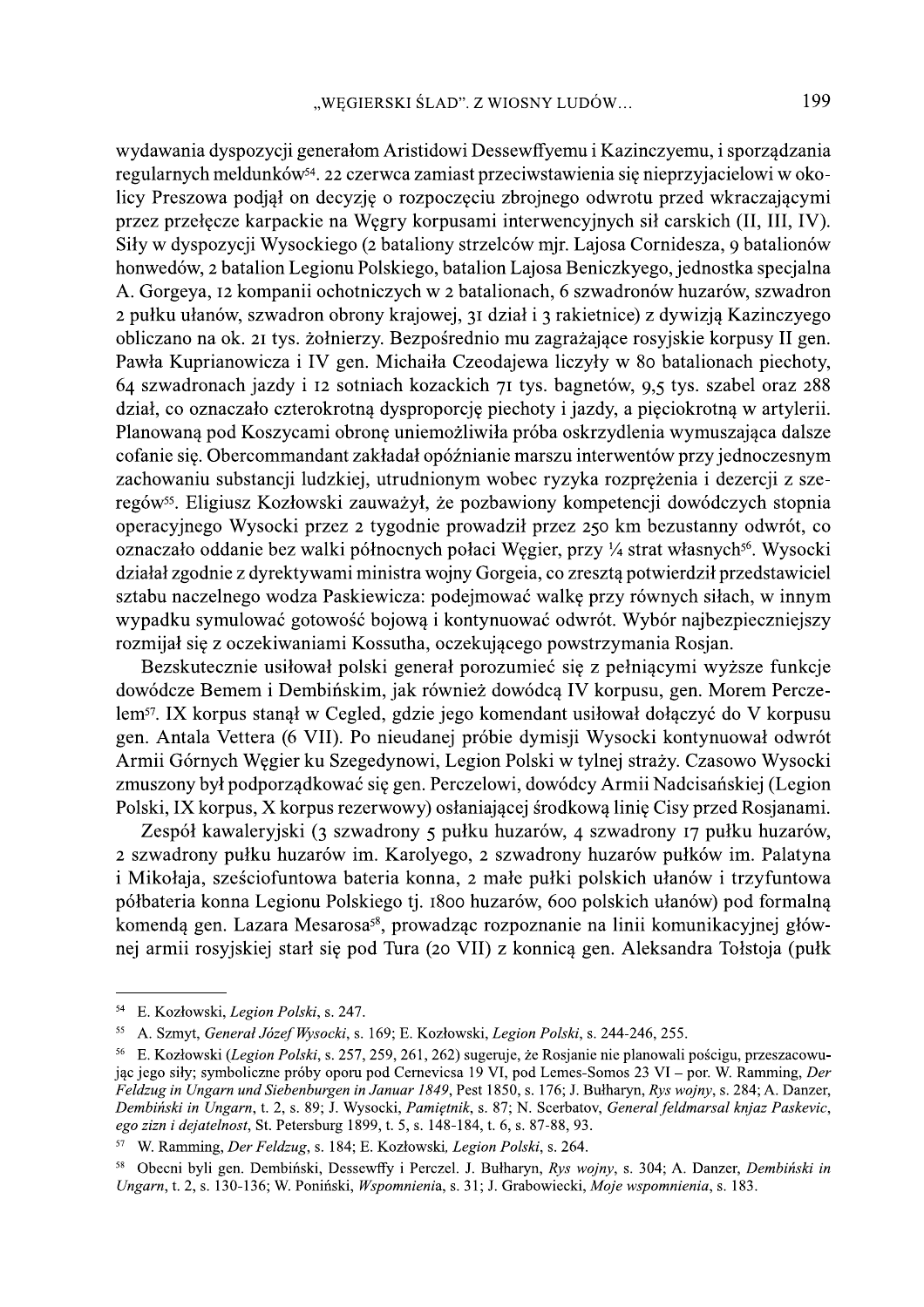wydawania dyspozycji generałom Aristidowi Dessewffyemu i Kazinczyemu, i sporządzania regularnych meldunków[54]. 22 czerwca zamiast przeciwstawienia się nieprzyjacielowi w okolicy Preszowa podjął on decyzję o rozpoczęciu zbrojnego odwrotu przed wkraczającymi przez przełęcze karpackie na Węgry korpusami interwencyjnych sił carskich (II, III, IV). Siły w dyspozycji Wysockiego (2 bataliony strzelców mjr. Lajosa Cornidesza, 9 batalionów honwedów, 2 batalion Legionu Polskiego, batalion Lajosa Beniczkyego, jednostka specjalna A. Gorgeya, 12 kompanii ochotniczych w 2 batalionach, 6 szwadronów huzarów, szwadron 2 pułku ułanów, szwadron obrony krajowej, 31 dział i 3 rakietnice) z dywizją Kazinczyego obliczano na ok. 21 tys. żołnierzy. Bezpośrednio mu zagrażające rosyjskie korpusy II gen. Pawła Kuprianowicza i IV gen. Michaiła Czeodajewa liczyły w 80 batalionach piechoty, 64 szwadronach jazdy i 12 sotniach kozackich 71 tys. bagnetów, 9,5 tys. szabel oraz 288 dział, co oznaczało czterokrotną dysproporcję piechoty i jazdy, a pięciokrotną w artylerii. Planowaną pod Koszycami obronę uniemożliwiła próba oskrzydlenia wymuszająca dalsze cofanie się. Obercommandant zakładał opóźnianie marszu interwentów przy jednoczesnym zachowaniu substancji ludzkiej, utrudnionym wobec ryzyka rozprężenia i dezercji z szeregów[55]. Eligiusz Kozłowski zauważył, że pozbawiony kompetencji dowódczych stopnia operacyjnego Wysocki przez 2 tygodnie prowadził przez 250 km bezustanny odwrót, co oznaczało oddanie bez walki północnych połaci Węgier, przy ¼ strat własnych[56]. Wysocki działał zgodnie z dyrektywami ministra wojny Gorgeia, co zresztą potwierdził przedstawiciel sztabu naczelnego wodza Paskiewicza: podejmować walkę przy równych siłach, w innym wypadku symulować gotowość bojową i kontynuować odwrót. Wybór najbezpieczniejszy rozmijał się z oczekiwaniami Kossutha, oczekującego powstrzymania Rosjan.

Bezskutecznie usiłował polski generał porozumieć się z pełniącymi wyższe funkcje dowódcze Bemem i Dembińskim, jak również dowódcą IV korpusu, gen. Morem Perczelem[57]. IX korpus stanął w Cegled, gdzie jego komendant usiłował dołączyć do V korpusu gen. Antala Vettera (6 VII). Po nieudanej próbie dymisji Wysocki kontynuował odwrót Armii Górnych Węgier ku Szegedynowi, Legion Polski w tylnej straży. Czasowo Wysocki zmuszony był podporządkować się gen. Perczelowi, dowódcy Armii Nadcisańskiej (Legion Polski, IX korpus, X korpus rezerwowy) osłaniającej środkową linię Cisy przed Rosjanami.

Zespół kawaleryjski (3 szwadrony 5 pułku huzarów, 4 szwadrony 17 pułku huzarów, 2 szwadrony pułku huzarów im. Karolyego, 2 szwadrony huzarów pułków im. Palatyna i Mikołaja, sześciofuntowa bateria konna, 2 małe pułki polskich ułanów i trzyfuntowa półbateria konna Legionu Polskiego tj. 1800 huzarów, 600 polskich ułanów) pod formalną komendą gen. Lazara Mesarosa[58], prowadząc rozpoznanie na linii komunikacyjnej głównej armii rosyjskiej starł się pod Tura (20 VII) z konnicą gen. Aleksandra Tołstoja (pułk

---

[54] E. Kozłowski, *Legion Polski*, s. 247.

[55] A. Szmyt, *Generał Józef Wysocki*, s. 169; E. Kozłowski, *Legion Polski*, s. 244-246, 255.

[56] E. Kozłowski (*Legion Polski*, s. 257, 259, 261, 262) sugeruje, że Rosjanie nie planowali pościgu, przeszacowując jego siły; symboliczne próby oporu pod Cernevicsa 19 VI, pod Lemes-Somos 23 VI – por. W. Ramming, *Der Feldzug in Ungarn und Siebenburgen in Januar 1849*, Pest 1850, s. 176; J. Bułharyn, *Rys wojny*, s. 284; A. Danzer, *Dembiński in Ungarn*, t. 2, s. 89; J. Wysocki, *Pamiętnik*, s. 87; N. Scerbatov, *General feldmarsal knjaz Paskevic, ego zizn i dejatelnost*, St. Petersburg 1899, t. 5, s. 148-184, t. 6, s. 87-88, 93.

[57] W. Ramming, *Der Feldzug*, s. 184; E. Kozłowski, *Legion Polski*, s. 264.

[58] Obecni byli gen. Dembiński, Dessewffy i Perczel. J. Bułharyn, *Rys wojny*, s. 304; A. Danzer, *Dembiński in Ungarn*, t. 2, s. 130-136; W. Poniński, *Wspomnienia*, s. 31; J. Grabowiecki, *Moje wspomnienia*, s. 183.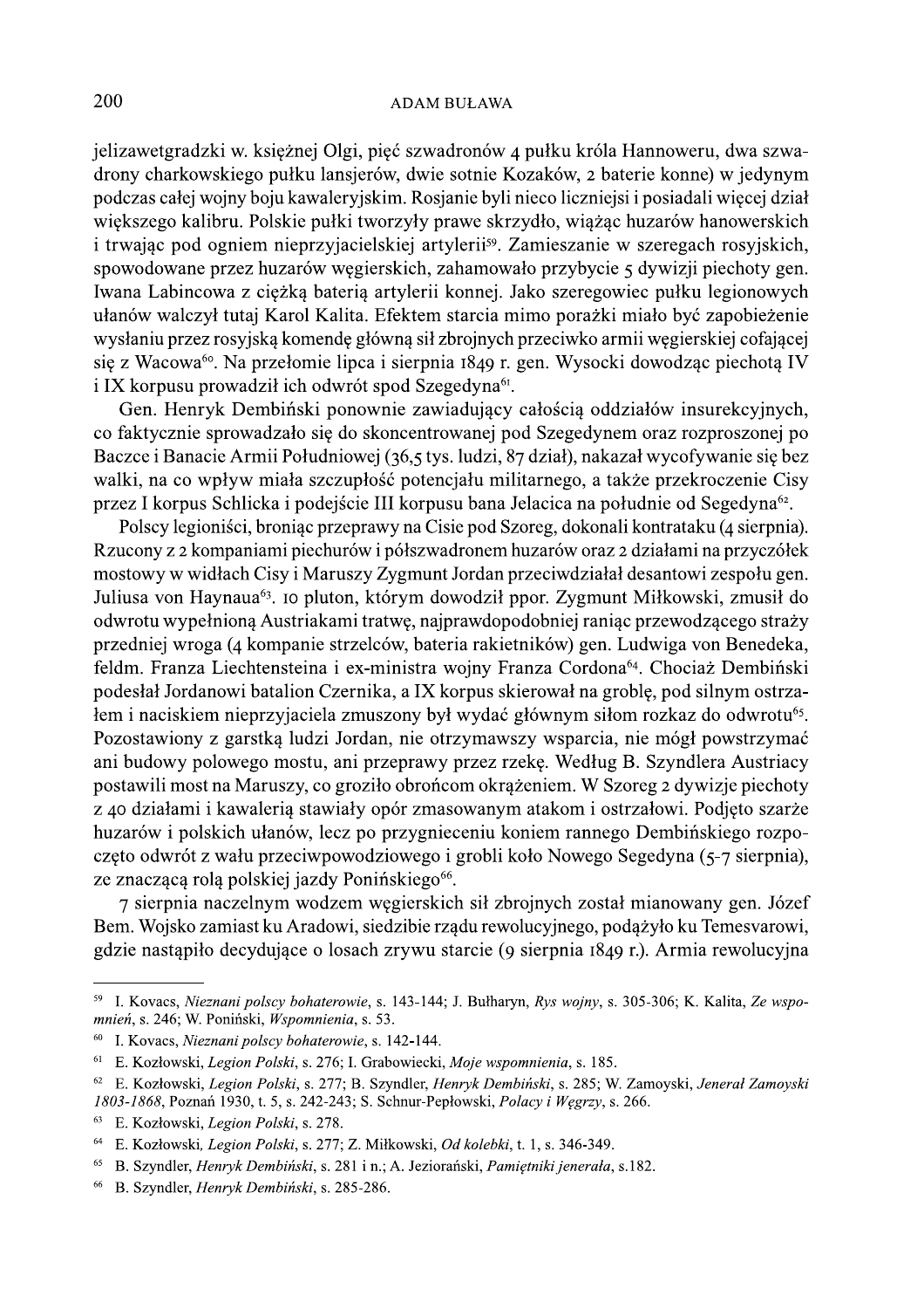jelizawetgradzki w. księżnej Olgi, pięć szwadronów 4 pułku króla Hannoweru, dwa szwadrony charkowskiego pułku lansjerów, dwie sotnie Kozaków, 2 baterie konne) w jedynym podczas całej wojny boju kawaleryjskim. Rosjanie byli nieco liczniejsi i posiadali więcej dział większego kalibru. Polskie pułki tworzyły prawe skrzydło, wiążąc huzarów hanowerskich i trwając pod ogniem nieprzyjacielskiej artylerii[59]. Zamieszanie w szeregach rosyjskich, spowodowane przez huzarów węgierskich, zahamowało przybycie 5 dywizji piechoty gen. Iwana Labincowa z ciężką baterią artylerii konnej. Jako szeregowiec pułku legionowych ułanów walczył tutaj Karol Kalita. Efektem starcia mimo porażki miało być zapobieżenie wysłaniu przez rosyjską komendę główną sił zbrojnych przeciwko armii węgierskiej cofającej się z Wacowa[60]. Na przełomie lipca i sierpnia 1849 r. gen. Wysocki dowodząc piechotą IV i IX korpusu prowadził ich odwrót spod Szegedyna[61].

Gen. Henryk Dembiński ponownie zawiadujący całością oddziałów insurekcyjnych, co faktycznie sprowadzało się do skoncentrowanej pod Szegedynem oraz rozproszonej po Baczce i Banacie Armii Południowej (36,5 tys. ludzi, 87 dział), nakazał wycofywanie się bez walki, na co wpływ miała szczupłość potencjału militarnego, a także przekroczenie Cisy przez I korpus Schlicka i podejście III korpusu bana Jelacica na południe od Segedyna[62].

Polscy legioniści, broniąc przeprawy na Cisie pod Szoreg, dokonali kontrataku (4 sierpnia). Rzucony z 2 kompaniami piechurów i półszwadronem huzarów oraz 2 działami na przyczółek mostowy w widłach Cisy i Maruszy Zygmunt Jordan przeciwdziałał desantowi zespołu gen. Juliusa von Haynaua[63]. 10 pluton, którym dowodził ppor. Zygmunt Miłkowski, zmusił do odwrotu wypełnioną Austriakami tratwę, najprawdopodobniej raniąc przewodzącego straży przedniej wroga (4 kompanie strzelców, bateria rakietników) gen. Ludwiga von Benedeka, feldm. Franza Liechtensteina i ex-ministra wojny Franza Cordona[64]. Chociaż Dembiński podesłał Jordanowi batalion Czernika, a IX korpus skierował na groblę, pod silnym ostrzałem i naciskiem nieprzyjaciela zmuszony był wydać głównym siłom rozkaz do odwrotu[65]. Pozostawiony z garstką ludzi Jordan, nie otrzymawszy wsparcia, nie mógł powstrzymać ani budowy polowego mostu, ani przeprawy przez rzekę. Według B. Szyndlera Austriacy postawili most na Maruszy, co groziło obrońcom okrążeniem. W Szoreg 2 dywizje piechoty z 40 działami i kawalerią stawiały opór zmasowanym atakom i ostrzałowi. Podjęto szarże huzarów i polskich ułanów, lecz po przygnieceniu koniem rannego Dembińskiego rozpoczęto odwrót z wału przeciwpowodziowego i grobli koło Nowego Segedyna (5-7 sierpnia), ze znaczącą rolą polskiej jazdy Ponińskiego[66].

7 sierpnia naczelnym wodzem węgierskich sił zbrojnych został mianowany gen. Józef Bem. Wojsko zamiast ku Aradowi, siedzibie rządu rewolucyjnego, podążyło ku Temesvarowi, gdzie nastąpiło decydujące o losach zrywu starcie (9 sierpnia 1849 r.). Armia rewolucyjna

---

[59] I. Kovacs, *Nieznani polscy bohaterowie*, s. 143-144; J. Bułharyn, *Rys wojny*, s. 305-306; K. Kalita, *Ze wspomnień*, s. 246; W. Poniński, *Wspomnienia*, s. 53.

[60] I. Kovacs, *Nieznani polscy bohaterowie*, s. 142-144.

[61] E. Kozłowski, *Legion Polski*, s. 276; I. Grabowiecki, *Moje wspomnienia*, s. 185.

[62] E. Kozłowski, *Legion Polski*, s. 277; B. Szyndler, *Henryk Dembiński*, s. 285; W. Zamoyski, *Jenerał Zamoyski 1803-1868*, Poznań 1930, t. 5, s. 242-243; S. Schnur-Pepłowski, *Polacy i Węgrzy*, s. 266.

[63] E. Kozłowski, *Legion Polski*, s. 278.

[64] E. Kozłowski, *Legion Polski*, s. 277; Z. Miłkowski, *Od kolebki*, t. 1, s. 346-349.

[65] B. Szyndler, *Henryk Dembiński*, s. 281 i n.; A. Jeziorański, *Pamiętniki jenerała*, s.182.

[66] B. Szyndler, *Henryk Dembiński*, s. 285-286.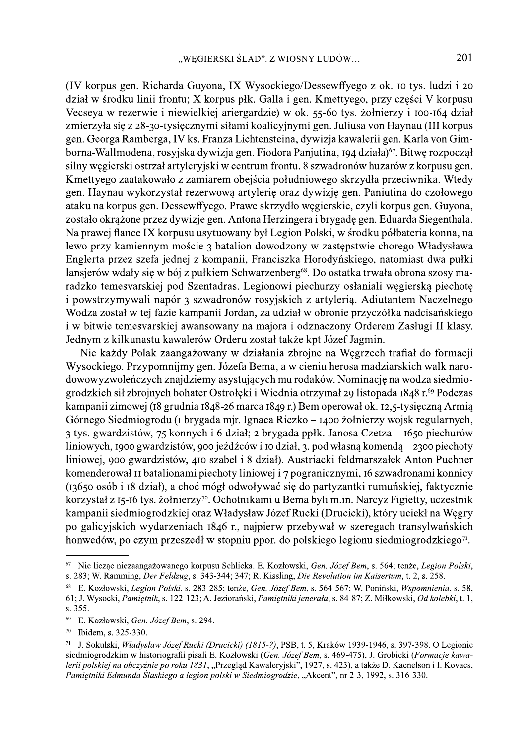(IV korpus gen. Richarda Guyona, IX Wysockiego/Dessewffyego z ok. 10 tys. ludzi i 20 dział w środku linii frontu; X korpus płk. Galla i gen. Kmettyego, przy części V korpusu Vecseya w rezerwie i niewielkiej ariergardzie) w ok. 55-60 tys. żołnierzy i 100-164 dział zmierzyła się z 28-30-tysięcznymi siłami koalicyjnymi gen. Juliusa von Haynau (III korpus gen. Georga Ramberga, IV ks. Franza Lichtensteina, dywizja kawalerii gen. Karla von Gimborna-Wallmodena, rosyjska dywizja gen. Fiodora Panjutina, 194 działa)[67]. Bitwę rozpoczął silny węgierski ostrzał artyleryjski w centrum frontu. 8 szwadronów huzarów z korpusu gen. Kmettyego zaatakowało z zamiarem obejścia południowego skrzydła przeciwnika. Wtedy gen. Haynau wykorzystał rezerwową artylerię oraz dywizję gen. Paniutina do czołowego ataku na korpus gen. Dessewffyego. Prawe skrzydło węgierskie, czyli korpus gen. Guyona, zostało okrążone przez dywizje gen. Antona Herzingera i brygadę gen. Eduarda Siegenthala. Na prawej flance IX korpusu usytuowany był Legion Polski, w środku półbateria konna, na lewo przy kamiennym moście 3 batalion dowodzony w zastępstwie chorego Władysława Englerta przez szefa jednej z kompanii, Franciszka Horodyńskiego, natomiast dwa pułki lansjerów wdały się w bój z pułkiem Schwarzenberg[68]. Do ostatka trwała obrona szosy maradzko-temesvarskiej pod Szentadras. Legionowi piechurzy osłaniali węgierską piechotę i powstrzymywali napór 3 szwadronów rosyjskich z artylerią. Adiutantem Naczelnego Wodza został w tej fazie kampanii Jordan, za udział w obronie przyczółka nadcisańskiego i w bitwie temesvarskiej awansowany na majora i odznaczony Orderem Zasługi II klasy. Jednym z kilkunastu kawalerów Orderu został także kpt Józef Jagmin.

Nie każdy Polak zaangażowany w działania zbrojne na Węgrzech trafiał do formacji Wysockiego. Przypomnijmy gen. Józefa Bema, a w cieniu herosa madziarskich walk narodowowyzwoleńczych znajdziemy asystujących mu rodaków. Nominację na wodza siedmiogrodzkich sił zbrojnych bohater Ostrołęki i Wiednia otrzymał 29 listopada 1848 r.[69] Podczas kampanii zimowej (18 grudnia 1848-26 marca 1849 r.) Bem operował ok. 12,5-tysięczną Armią Górnego Siedmiogrodu (1 brygada mjr. Ignaca Riczko – 1400 żołnierzy wojsk regularnych, 3 tys. gwardzistów, 75 konnych i 6 dział; 2 brygada ppłk. Janosa Czetza – 1650 piechurów liniowych, 1900 gwardzistów, 900 jeźdźców i 10 dział, 3. pod własną komendą – 2300 piechoty liniowej, 900 gwardzistów, 410 szabel i 8 dział). Austriacki feldmarszałek Anton Puchner komenderował 11 batalionami piechoty liniowej i 7 pogranicznymi, 16 szwadronami konnicy (13650 osób i 18 dział), a choć mógł odwoływać się do partyzantki rumuńskiej, faktycznie korzystał z 15-16 tys. żołnierzy[70]. Ochotnikami u Bema byli m.in. Narcyz Figietty, uczestnik kampanii siedmiogrodzkiej oraz Władysław Józef Rucki (Drucicki), który uciekł na Węgry po galicyjskich wydarzeniach 1846 r., najpierw przebywał w szeregach transylwańskich honwedów, po czym przeszedł w stopniu ppor. do polskiego legionu siedmiogrodzkiego[71].

---

[67] Nie licząc niezaangażowanego korpusu Schlicka. E. Kozłowski, *Gen. Józef Bem*, s. 564; tenże, *Legion Polski*, s. 283; W. Ramming, *Der Feldzug*, s. 343-344; 347; R. Kissling, *Die Revolution im Kaisertum*, t. 2, s. 258.

[68] E. Kozłowski, *Legion Polski*, s. 283-285; tenże, *Gen. Józef Bem*, s. 564-567; W. Poniński, *Wspomnienia*, s. 58, 61; J. Wysocki, *Pamiętnik*, s. 122-123; A. Jeziorański, *Pamiętniki jenerała*, s. 84-87; Z. Miłkowski, *Od kolebki*, t. 1, s. 355.

[69] E. Kozłowski, *Gen. Józef Bem*, s. 294.

[70] Ibidem, s. 325-330.

[71] J. Sokulski, *Władysław Józef Rucki (Drucicki) (1815-?)*, PSB, t. 5, Kraków 1939-1946, s. 397-398. O Legionie siedmiogrodzkim w historiografii pisali E. Kozłowski (*Gen. Józef Bem*, s. 469-475), J. Grobicki (*Formacje kawalerii polskiej na obczyźnie po roku 1831*, „Przegląd Kawaleryjski", 1927, s. 423), a także D. Kacnelson i I. Kovacs, *Pamiętniki Edmunda Ślaskiego a legion polski w Siedmiogrodzie*, „Akcent", nr 2-3, 1992, s. 316-330.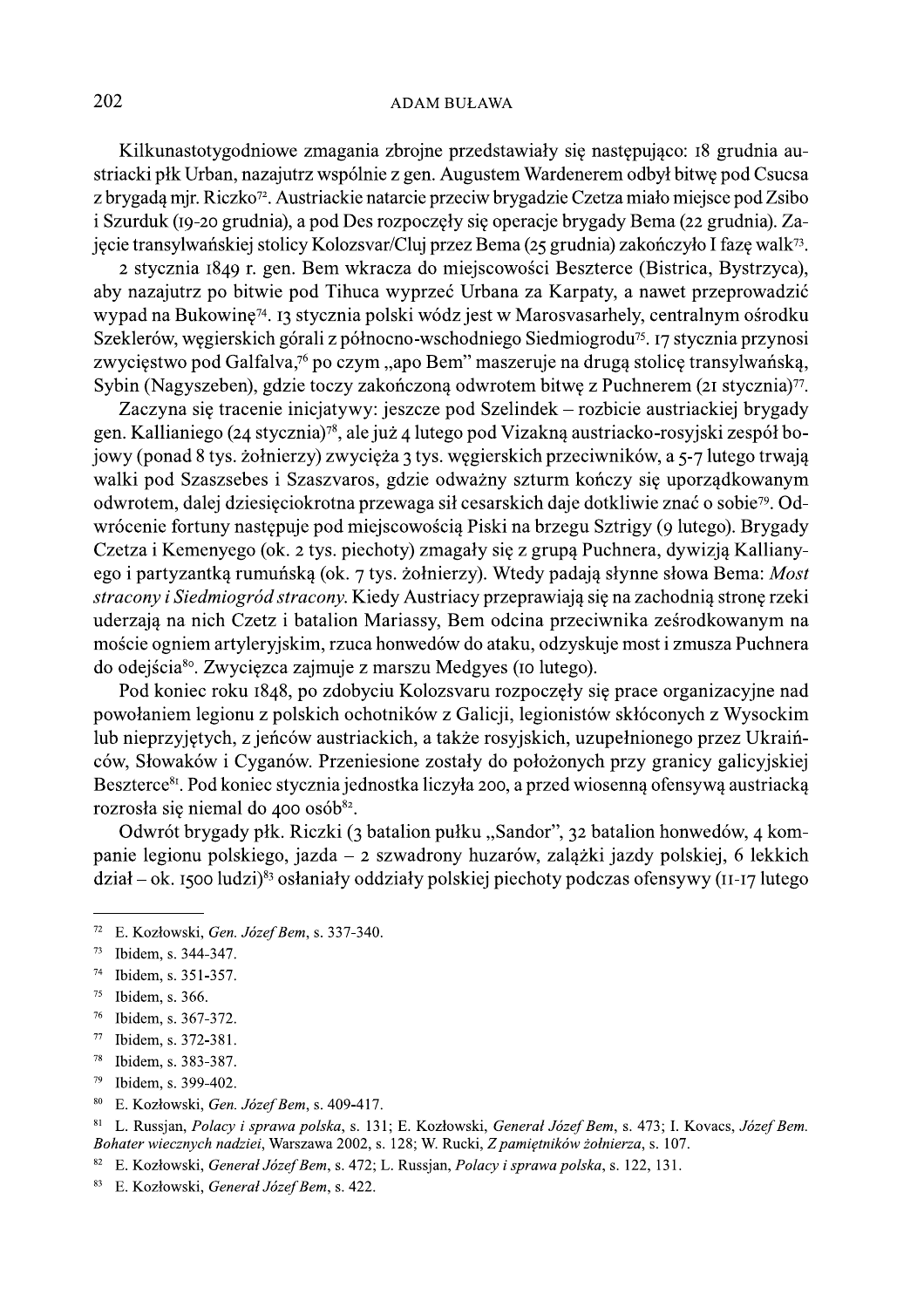Kilkunastotygodniowe zmagania zbrojne przedstawiały się następująco: 18 grudnia austriacki płk Urban, nazajutrz wspólnie z gen. Augustem Wardenerem odbył bitwę pod Csucsa z brygadą mjr. Riczko[72]. Austriackie natarcie przeciw brygadzie Czetza miało miejsce pod Zsibo i Szurduk (19-20 grudnia), a pod Des rozpoczęły się operacje brygady Bema (22 grudnia). Zajęcie transylwańskiej stolicy Kolozsvar/Cluj przez Bema (25 grudnia) zakończyło I fazę walk[73].

2 stycznia 1849 r. gen. Bem wkracza do miejscowości Beszterce (Bistrica, Bystrzyca), aby nazajutrz po bitwie pod Tihuca wyprzeć Urbana za Karpaty, a nawet przeprowadzić wypad na Bukowinę[74]. 13 stycznia polski wódz jest w Marosvasarhely, centralnym ośrodku Szeklerów, węgierskich górali z północno-wschodniego Siedmiogrodu[75]. 17 stycznia przynosi zwycięstwo pod Galfalva,[76] po czym „apo Bem" maszeruje na drugą stolicę transylwańską, Sybin (Nagyszeben), gdzie toczy zakończoną odwrotem bitwę z Puchnerem (21 stycznia)[77].

Zaczyna się tracenie inicjatywy: jeszcze pod Szelindek – rozbicie austriackiej brygady gen. Kallianiego (24 stycznia)[78], ale już 4 lutego pod Vizakną austriacko-rosyjski zespół bojowy (ponad 8 tys. żołnierzy) zwycięża 3 tys. węgierskich przeciwników, a 5-7 lutego trwają walki pod Szaszsebes i Szaszvaros, gdzie odważny szturm kończy się uporządkowanym odwrotem, dalej dziesięciokrotna przewaga sił cesarskich daje dotkliwie znać o sobie[79]. Odwrócenie fortuny następuje pod miejscowością Piski na brzegu Sztrigy (9 lutego). Brygady Czetza i Kemenyego (ok. 2 tys. piechoty) zmagały się z grupą Puchnera, dywizją Kallianyego i partyzantką rumuńską (ok. 7 tys. żołnierzy). Wtedy padają słynne słowa Bema: *Most stracony i Siedmiogród stracony.* Kiedy Austriacy przeprawiają się na zachodnią stronę rzeki uderzają na nich Czetz i batalion Mariassy, Bem odcina przeciwnika ześrodkowanym na moście ogniem artyleryjskim, rzuca honwedów do ataku, odzyskuje most i zmusza Puchnera do odejścia[80]. Zwycięzca zajmuje z marszu Medgyes (10 lutego).

Pod koniec roku 1848, po zdobyciu Kolozsvaru rozpoczęły się prace organizacyjne nad powołaniem legionu z polskich ochotników z Galicji, legionistów skłóconych z Wysockim lub nieprzyjętych, z jeńców austriackich, a także rosyjskich, uzupełnionego przez Ukraińców, Słowaków i Cyganów. Przeniesione zostały do położonych przy granicy galicyjskiej Beszterce[81]. Pod koniec stycznia jednostka liczyła 200, a przed wiosenną ofensywą austriacką rozrosła się niemal do 400 osób[82].

Odwrót brygady płk. Riczki (3 batalion pułku „Sandor", 32 batalion honwedów, 4 kompanie legionu polskiego, jazda – 2 szwadrony huzarów, zalążki jazdy polskiej, 6 lekkich dział – ok. 1500 ludzi)[83] osłaniały oddziały polskiej piechoty podczas ofensywy (11-17 lutego

---

[72] E. Kozłowski, *Gen. Józef Bem*, s. 337-340.

[73] Ibidem, s. 344-347.

[74] Ibidem, s. 351-357.

[75] Ibidem, s. 366.

[76] Ibidem, s. 367-372.

[77] Ibidem, s. 372-381.

[78] Ibidem, s. 383-387.

[79] Ibidem, s. 399-402.

[80] E. Kozłowski, *Gen. Józef Bem*, s. 409-417.

[81] L. Russjan, *Polacy i sprawa polska*, s. 131; E. Kozłowski, *Generał Józef Bem*, s. 473; I. Kovacs, *Józef Bem. Bohater wiecznych nadziei*, Warszawa 2002, s. 128; W. Rucki, *Z pamiętników żołnierza*, s. 107.

[82] E. Kozłowski, *Generał Józef Bem*, s. 472; L. Russjan, *Polacy i sprawa polska*, s. 122, 131.

[83] E. Kozłowski, *Generał Józef Bem*, s. 422.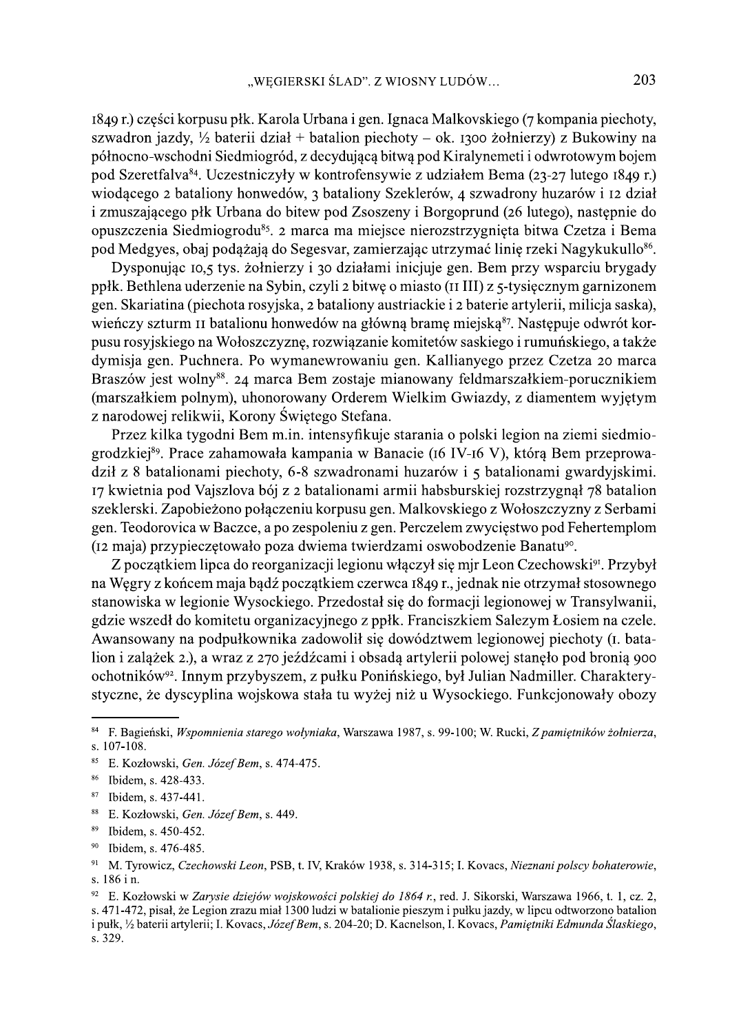1849 r.) części korpusu płk. Karola Urbana i gen. Ignaca Malkovskiego (7 kompania piechoty, szwadron jazdy, ½ baterii dział + batalion piechoty – ok. 1300 żołnierzy) z Bukowiny na północno-wschodni Siedmiogród, z decydującą bitwą pod Kiralynemeti i odwrotowym bojem pod Szeretfalva[84]. Uczestniczyły w kontrofensywie z udziałem Bema (23-27 lutego 1849 r.) wiodącego 2 bataliony honwedów, 3 bataliony Szeklerów, 4 szwadrony huzarów i 12 dział i zmuszającego płk Urbana do bitew pod Zsoszeny i Borgoprund (26 lutego), następnie do opuszczenia Siedmiogrodu[85]. 2 marca ma miejsce nierozstrzygnięta bitwa Czetza i Bema pod Medgyes, obaj podążają do Segesvar, zamierzając utrzymać linię rzeki Nagykukullo[86].

Dysponując 10,5 tys. żołnierzy i 30 działami inicjuje gen. Bem przy wsparciu brygady ppłk. Bethlena uderzenie na Sybin, czyli 2 bitwę o miasto (11 III) z 5-tysięcznym garnizonem gen. Skariatina (piechota rosyjska, 2 bataliony austriackie i 2 baterie artylerii, milicja saska), wieńczy szturm 11 batalionu honwedów na główną bramę miejską[87]. Następuje odwrót korpusu rosyjskiego na Wołoszczyznę, rozwiązanie komitetów saskiego i rumuńskiego, a także dymisja gen. Puchnera. Po wymanewrowaniu gen. Kallianyego przez Czetza 20 marca Braszów jest wolny[88]. 24 marca Bem zostaje mianowany feldmarszałkiem-porucznikiem (marszałkiem polnym), uhonorowany Orderem Wielkim Gwiazdy, z diamentem wyjętym z narodowej relikwii, Korony Świętego Stefana.

Przez kilka tygodni Bem m.in. intensyfikuje starania o polski legion na ziemi siedmiogrodzkiej[89]. Prace zahamowała kampania w Banacie (16 IV-16 V), którą Bem przeprowadził z 8 batalionami piechoty, 6-8 szwadronami huzarów i 5 batalionami gwardyjskimi. 17 kwietnia pod Vajszlova bój z 2 batalionami armii habsburskiej rozstrzygnął 78 batalion szeklerski. Zapobieżono połączeniu korpusu gen. Malkovskiego z Wołoszczyzny z Serbami gen. Teodorovica w Baczce, a po zespoleniu z gen. Perczelem zwycięstwo pod Fehertemplom (12 maja) przypieczętowało poza dwiema twierdzami oswobodzenie Banatu[90].

Z początkiem lipca do reorganizacji legionu włączył się mjr Leon Czechowski[91]. Przybył na Węgry z końcem maja bądź początkiem czerwca 1849 r., jednak nie otrzymał stosownego stanowiska w legionie Wysockiego. Przedostał się do formacji legionowej w Transylwanii, gdzie wszedł do komitetu organizacyjnego z ppłk. Franciszkiem Salezym Łosiem na czele. Awansowany na podpułkownika zadowolił się dowództwem legionowej piechoty (1. batalion i zalążek 2.), a wraz z 270 jeźdźcami i obsadą artylerii polowej stanęło pod bronią 900 ochotników[92]. Innym przybyszem, z pułku Ponińskiego, był Julian Nadmiller. Charakterystyczne, że dyscyplina wojskowa stała tu wyżej niż u Wysockiego. Funkcjonowały obozy

---

[84] F. Bagieński, *Wspomnienia starego wołyniaka*, Warszawa 1987, s. 99-100; W. Rucki, *Z pamiętników żołnierza*, s. 107-108.

[85] E. Kozłowski, *Gen. Józef Bem*, s. 474-475.

[86] Ibidem, s. 428-433.

[87] Ibidem, s. 437-441.

[88] E. Kozłowski, *Gen. Józef Bem*, s. 449.

[89] Ibidem, s. 450-452.

[90] Ibidem, s. 476-485.

[91] M. Tyrowicz, *Czechowski Leon*, PSB, t. IV, Kraków 1938, s. 314-315; I. Kovacs, *Nieznani polscy bohaterowie*, s. 186 i n.

[92] E. Kozłowski w *Zarysie dziejów wojskowości polskiej do 1864 r.*, red. J. Sikorski, Warszawa 1966, t. 1, cz. 2, s. 471-472, pisał, że Legion zrazu miał 1300 ludzi w batalionie pieszym i pułku jazdy, w lipcu odtworzono batalion i pułk, ½ baterii artylerii; I. Kovacs, *Józef Bem*, s. 204-20; D. Kacnelson, I. Kovacs, *Pamiętniki Edmunda Ślaskiego*, s. 329.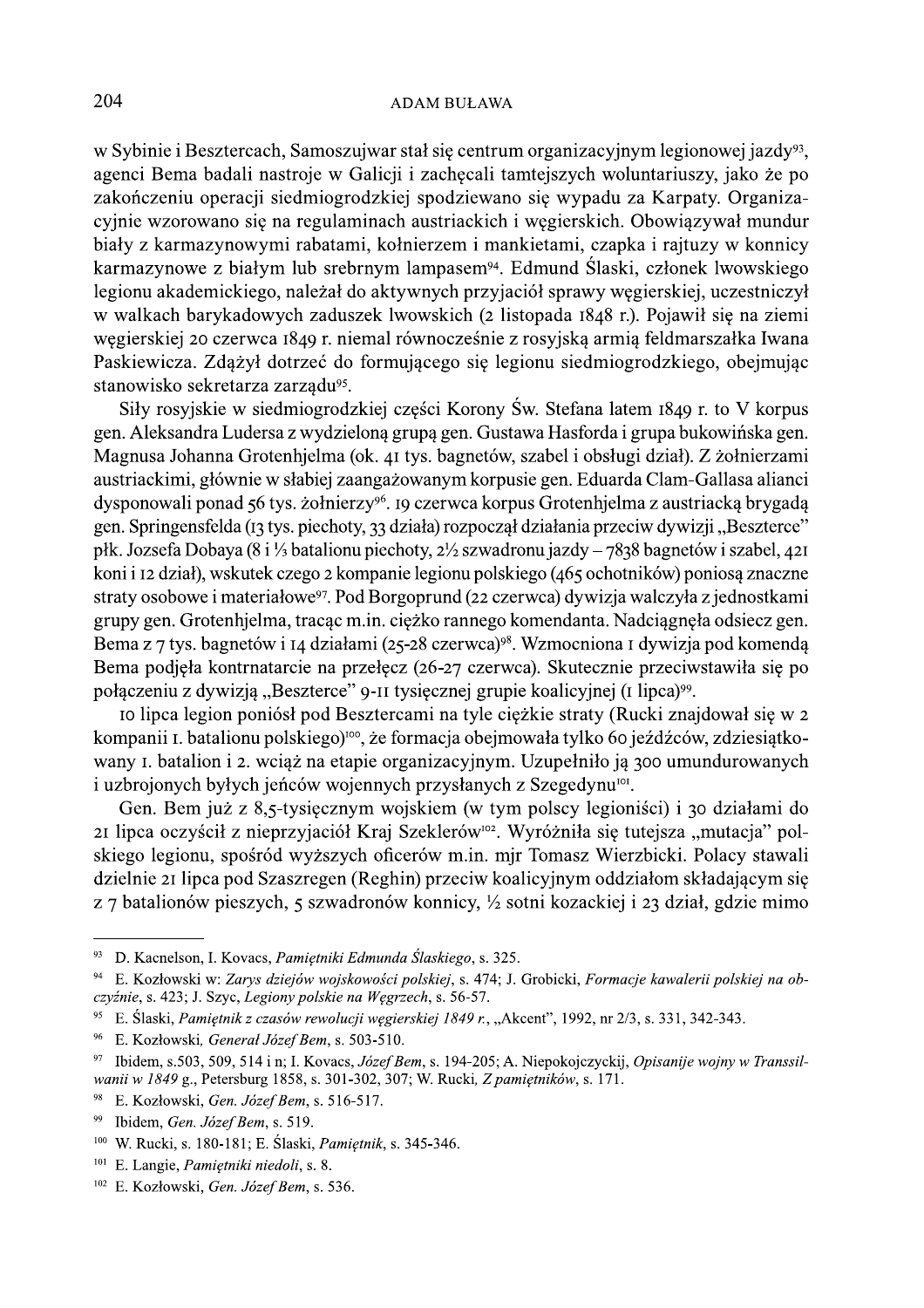w Sybinie i Besztercach, Samoszujwar stał się centrum organizacyjnym legionowej jazdy[93], agenci Bema badali nastroje w Galicji i zachęcali tamtejszych woluntariuszy, jako że po zakończeniu operacji siedmiogrodzkiej spodziewano się wypadu za Karpaty. Organizacyjnie wzorowano się na regulaminach austriackich i węgierskich. Obowiązywał mundur biały z karmazynowymi rabatami, kołnierzem i mankietami, czapka i rajtuzy w konnicy karmazynowe z białym lub srebrnym lampasem[94]. Edmund Ślaski, członek lwowskiego legionu akademickiego, należał do aktywnych przyjaciół sprawy węgierskiej, uczestniczył w walkach barykadowych zaduszek lwowskich (2 listopada 1848 r.). Pojawił się na ziemi węgierskiej 20 czerwca 1849 r. niemal równocześnie z rosyjską armią feldmarszałka Iwana Paskiewicza. Zdążył dotrzeć do formującego się legionu siedmiogrodzkiego, obejmując stanowisko sekretarza zarządu[95].

Siły rosyjskie w siedmiogrodzkiej części Korony Św. Stefana latem 1849 r. to V korpus gen. Aleksandra Ludersa z wydzieloną grupą gen. Gustawa Hasforda i grupa bukowińska gen. Magnusa Johanna Grotenhjelma (ok. 41 tys. bagnetów, szabel i obsługi dział). Z żołnierzami austriackimi, głównie w słabiej zaangażowanym korpusie gen. Eduarda Clam-Gallasa alianci dysponowali ponad 56 tys. żołnierzy[96]. 19 czerwca korpus Grotenhjelma z austriacką brygadą gen. Springensfelda (13 tys. piechoty, 33 działa) rozpoczął działania przeciw dywizji „Beszterce" płk. Jozsefa Dobaya (8 i ⅓ batalionu piechoty, 2½ szwadronu jazdy – 7838 bagnetów i szabel, 421 koni i 12 dział), wskutek czego 2 kompanie legionu polskiego (465 ochotników) poniosą znaczne straty osobowe i materiałowe[97]. Pod Borgoprund (22 czerwca) dywizja walczyła z jednostkami grupy gen. Grotenhjelma, tracąc m.in. ciężko rannego komendanta. Nadciągnęła odsiecz gen. Bema z 7 tys. bagnetów i 14 działami (25-28 czerwca)[98]. Wzmocniona 1 dywizja pod komendą Bema podjęła kontrnatarcie na przełęcz (26-27 czerwca). Skutecznie przeciwstawiła się po połączeniu z dywizją „Beszterce" 9-11 tysięcznej grupie koalicyjnej (1 lipca)[99].

10 lipca legion poniósł pod Beszterczami na tyle ciężkie straty (Rucki znajdował się w 2 kompanii 1. batalionu polskiego)[100], że formacja obejmowała tylko 60 jeźdźców, zdziesiątkowany 1. batalion i 2. wciąż na etapie organizacyjnym. Uzupełniło ją 300 umundurowanych i uzbrojonych byłych jeńców wojennych przysłanych z Szegedynu[101].

Gen. Bem już z 8,5-tysięcznym wojskiem (w tym polscy legioniści) i 30 działami do 21 lipca oczyścił z nieprzyjaciół Kraj Szeklerów[102]. Wyróżniła się tutejsza „mutacja" polskiego legionu, spośród wyższych oficerów m.in. mjr Tomasz Wierzbicki. Polacy stawali dzielnie 21 lipca pod Szaszregen (Reghin) przeciw koalicyjnym oddziałom składającym się z 7 batalionów pieszych, 5 szwadronów konnicy, ½ sotni kozackiej i 23 dział, gdzie mimo

---

[93] D. Kacnelson, I. Kovacs, *Pamiętniki Edmunda Ślaskiego*, s. 325.

[94] E. Kozłowski w: *Zarys dziejów wojskowości polskiej*, s. 474; J. Grobicki, *Formacje kawalerii polskiej na obczyźnie*, s. 423; J. Szyc, *Legiony polskie na Węgrzech*, s. 56-57.

[95] E. Ślaski, *Pamiętnik z czasów rewolucji węgierskiej 1849 r.*, „Akcent", 1992, nr 2/3, s. 331, 342-343.

[96] E. Kozłowski, *Generał Józef Bem*, s. 503-510.

[97] Ibidem, s.503, 509, 514 i n; I. Kovacs, *Józef Bem*, s. 194-205; A. Niepokojczyckij, *Opisanije wojny w Transsilwanii w 1849* g., Petersburg 1858, s. 301-302, 307; W. Rucki, *Z pamiętników*, s. 171.

[98] E. Kozłowski, *Gen. Józef Bem*, s. 516-517.

[99] Ibidem, *Gen. Józef Bem*, s. 519.

[100] W. Rucki, s. 180-181; E. Ślaski, *Pamiętnik*, s. 345-346.

[101] E. Langie, *Pamiętniki niedoli*, s. 8.

[102] E. Kozłowski, *Gen. Józef Bem*, s. 536.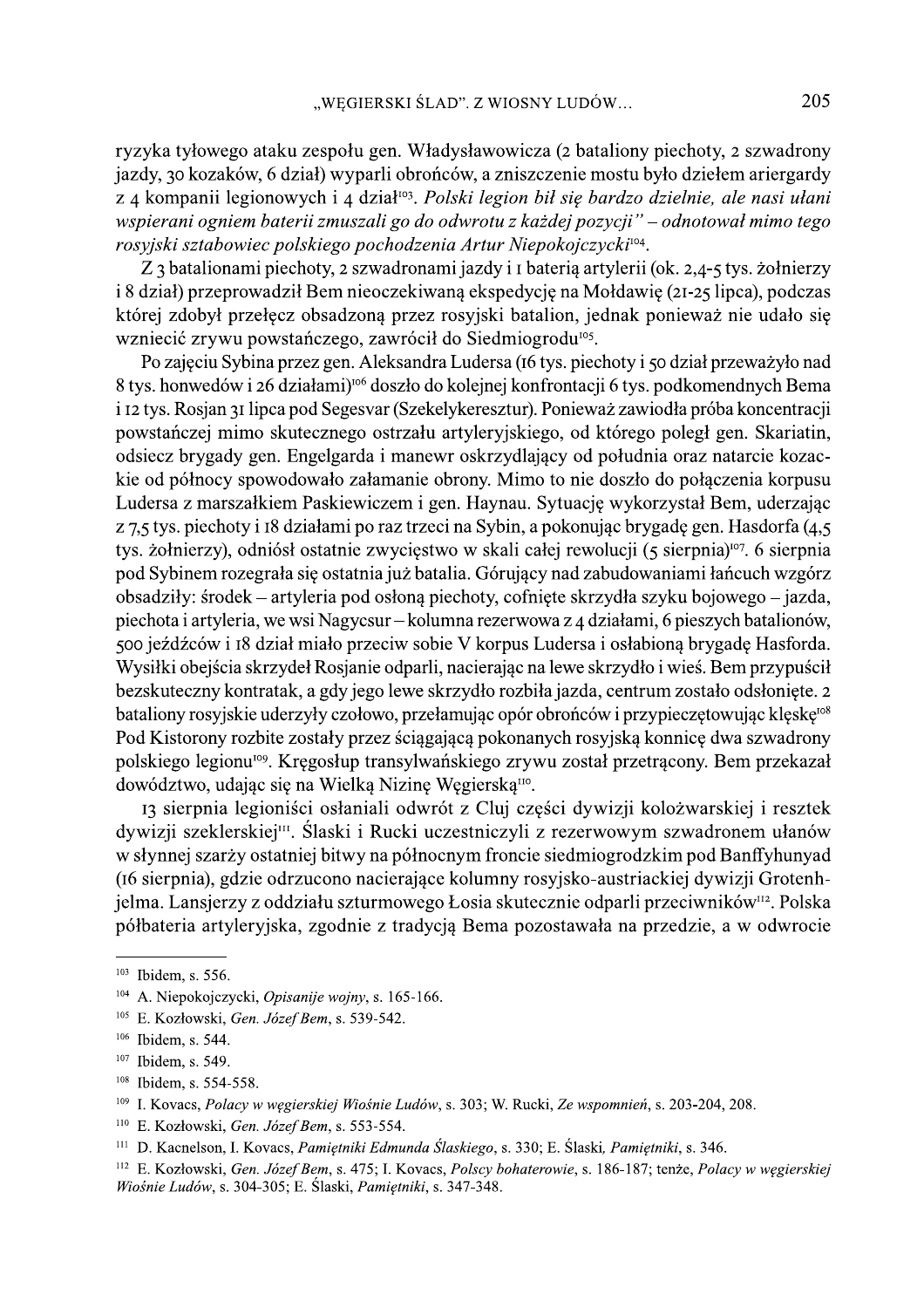ryzyka tyłowego ataku zespołu gen. Władysławowicza (2 bataliony piechoty, 2 szwadrony jazdy, 30 kozaków, 6 dział) wyparli obrońców, a zniszczenie mostu było dziełem ariergardy z 4 kompanii legionowych i 4 dział[103]. *Polski legion bił się bardzo dzielnie, ale nasi ułani wspierani ogniem baterii zmuszali go do odwrotu z każdej pozycji"* – odnotował mimo tego *rosyjski sztabowiec polskiego pochodzenia Artur Niepokojczycki*[104].

Z 3 batalionami piechoty, 2 szwadronami jazdy i 1 baterią artylerii (ok. 2,4-5 tys. żołnierzy i 8 dział) przeprowadził Bem nieoczekiwaną ekspedycję na Mołdawię (21-25 lipca), podczas której zdobył przełęcz obsadzoną przez rosyjski batalion, jednak ponieważ nie udało się wzniecić zrywu powstańczego, zawrócił do Siedmiogrodu[105].

Po zajęciu Sybina przez gen. Aleksandra Ludersa (16 tys. piechoty i 50 dział przeważyło nad 8 tys. honwedów i 26 działami)[106] doszło do kolejnej konfrontacji 6 tys. podkomendnych Bema i 12 tys. Rosjan 31 lipca pod Segesvar (Szekelykeresztur). Ponieważ zawiodła próba koncentracji powstańczej mimo skutecznego ostrzału artyleryjskiego, od którego poległ gen. Skariatin, odsiecz brygady gen. Engelgarda i manewr oskrzydlający od południa oraz natarcie kozackie od północy spowodowało załamanie obrony. Mimo to nie doszło do połączenia korpusu Ludersa z marszałkiem Paskiewiczem i gen. Haynau. Sytuację wykorzystał Bem, uderzając z 7,5 tys. piechoty i 18 działami po raz trzeci na Sybin, a pokonując brygadę gen. Hasdorfa (4,5 tys. żołnierzy), odniósł ostatnie zwycięstwo w skali całej rewolucji (5 sierpnia)[107]. 6 sierpnia pod Sybinem rozegrała się ostatnia już batalia. Górujący nad zabudowaniami łańcuch wzgórz obsadziły: środek – artyleria pod osłoną piechoty, cofnięte skrzydła szyku bojowego – jazda, piechota i artyleria, we wsi Nagycsur – kolumna rezerwowa z 4 działami, 6 pieszych batalionów, 500 jeźdźców i 18 dział miało przeciw sobie V korpus Ludersa i osłabioną brygadę Hasforda. Wysiłki obejścia skrzydeł Rosjanie odparli, nacierając na lewe skrzydło i wieś. Bem przypuścił bezskuteczny kontratak, a gdy jego lewe skrzydło rozbiła jazda, centrum zostało odsłonięte. 2 bataliony rosyjskie uderzyły czołowo, przełamując opór obrońców i przypieczętowując klęskę[108] Pod Kistorony rozbite zostały przez ściągającą pokonanych rosyjską konnicę dwa szwadrony polskiego legionu[109]. Kręgosłup transylwańskiego zrywu został przetrącony. Bem przekazał dowództwo, udając się na Wielką Nizinę Węgierską[110].

13 sierpnia legioniści osłaniali odwrót z Cluj części dywizji kolożwarskiej i resztek dywizji szeklerskiej[111]. Ślaski i Rucki uczestniczyli z rezerwowym szwadronem ułanów w słynnej szarży ostatniej bitwy na północnym froncie siedmiogrodzkim pod Banffyhunyad (16 sierpnia), gdzie odrzucono nacierające kolumny rosyjsko-austriackiej dywizji Grotenhjelma. Lansjerzy z oddziału szturmowego Łosia skutecznie odparli przeciwników[112]. Polska półbateria artyleryjska, zgodnie z tradycją Bema pozostawała na przedzie, a w odwrocie

---

[103] Ibidem, s. 556.

[104] A. Niepokojczycki, *Opisanije wojny*, s. 165-166.

[105] E. Kozłowski, *Gen. Józef Bem*, s. 539-542.

[106] Ibidem, s. 544.

[107] Ibidem, s. 549.

[108] Ibidem, s. 554-558.

[109] I. Kovacs, *Polacy w węgierskiej Wiośnie Ludów*, s. 303; W. Rucki, *Ze wspomnień*, s. 203-204, 208.

[110] E. Kozłowski, *Gen. Józef Bem*, s. 553-554.

[111] D. Kacnelson, I. Kovacs, *Pamiętniki Edmunda Ślaskiego*, s. 330; E. Ślaski, *Pamiętniki*, s. 346.

[112] E. Kozłowski, *Gen. Józef Bem*, s. 475; I. Kovacs, *Polscy bohaterowie*, s. 186-187; tenże, *Polacy w węgierskiej Wiośnie Ludów*, s. 304-305; E. Ślaski, *Pamiętniki*, s. 347-348.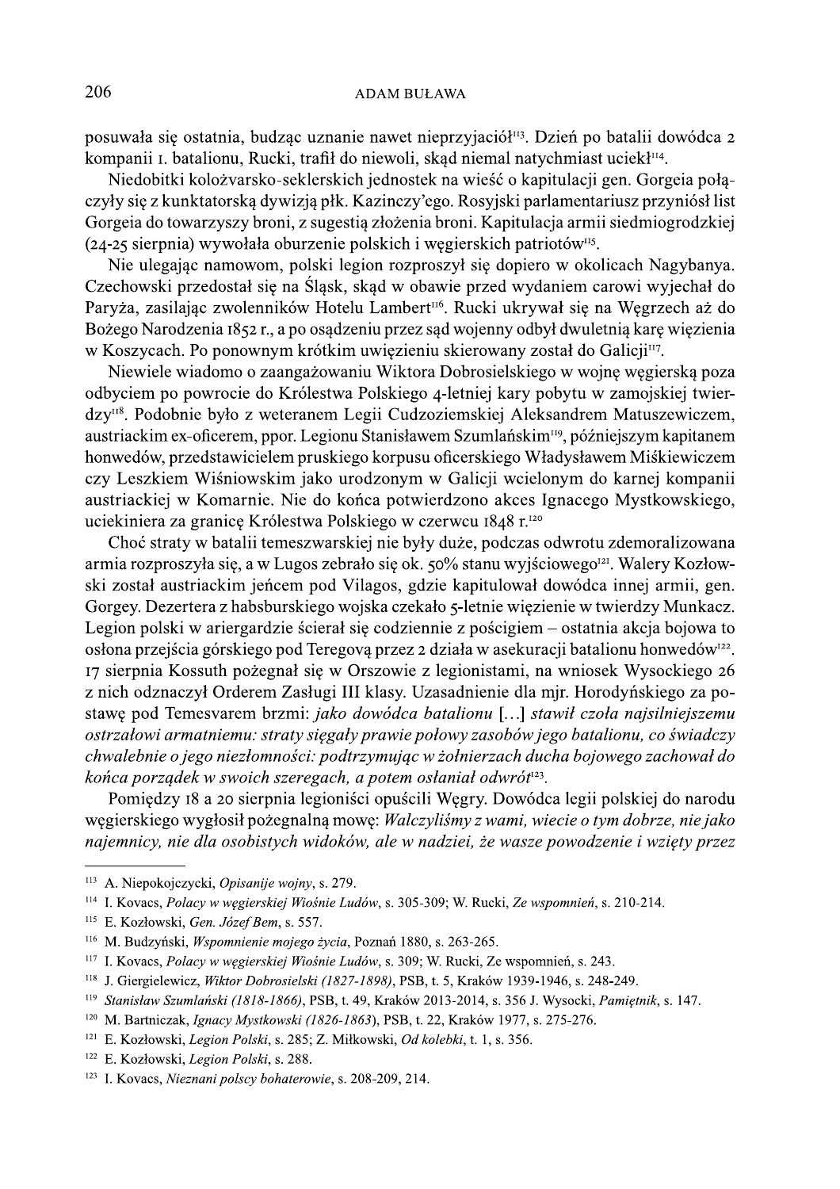posuwała się ostatnia, budząc uznanie nawet nieprzyjaciół[113]. Dzień po batalii dowódca 2 kompanii 1. batalionu, Rucki, trafił do niewoli, skąd niemal natychmiast uciekł[114].

Niedobitki kolożvarsko-seklerskich jednostek na wieść o kapitulacji gen. Gorgeia połączyły się z kunktatorską dywizją płk. Kazinczy'ego. Rosyjski parlamentariusz przyniósł list Gorgeia do towarzyszy broni, z sugestią złożenia broni. Kapitulacja armii siedmiogrodzkiej (24-25 sierpnia) wywołała oburzenie polskich i węgierskich patriotów[115].

Nie ulegając namowom, polski legion rozproszył się dopiero w okolicach Nagybanya. Czechowski przedostał się na Śląsk, skąd w obawie przed wydaniem carowi wyjechał do Paryża, zasilając zwolenników Hotelu Lambert[116]. Rucki ukrywał się na Węgrzech aż do Bożego Narodzenia 1852 r., a po osądzeniu przez sąd wojenny odbył dwuletnią karę więzienia w Koszycach. Po ponownym krótkim uwięzieniu skierowany został do Galicji[117].

Niewiele wiadomo o zaangażowaniu Wiktora Dobrosielskiego w wojnę węgierską poza odbyciem po powrocie do Królestwa Polskiego 4-letniej kary pobytu w zamojskiej twierdzy[118]. Podobnie było z weteranem Legii Cudzoziemskiej Aleksandrem Matuszewiczem, austriackim ex-oficerem, ppor. Legionu Stanisławem Szumlańskim[119], późniejszym kapitanem honwedów, przedstawicielem pruskiego korpusu oficerskiego Władysławem Miśkiewiczem czy Leszkiem Wiśniowskim jako urodzonym w Galicji wcielonym do karnej kompanii austriackiej w Komarnie. Nie do końca potwierdzono akces Ignacego Mystkowskiego, uciekiniera za granicę Królestwa Polskiego w czerwcu 1848 r.[120]

Choć straty w batalii temeszwarskiej nie były duże, podczas odwrotu zdemoralizowana armia rozproszyła się, a w Lugos zebrało się ok. 50% stanu wyjściowego[121]. Walery Kozłowski został austriackim jeńcem pod Vilagos, gdzie kapitulował dowódca innej armii, gen. Gorgey. Dezertera z habsburskiego wojska czekało 5-letnie więzienie w twierdzy Munkacz. Legion polski w ariergardzie ścierał się codziennie z pościgiem – ostatnia akcja bojowa to osłona przejścia górskiego pod Teregovą przez 2 działa w asekuracji batalionu honwedów[122]. 17 sierpnia Kossuth pożegnał się w Orszowie z legionistami, na wniosek Wysockiego 26 z nich odznaczył Orderem Zasługi III klasy. Uzasadnienie dla mjr. Horodyńskiego za postawę pod Temesvarem brzmi: *jako dowódca batalionu [...] stawił czoła najsilniejszemu ostrzałowi armatniemu: straty sięgały prawie połowy zasobów jego batalionu, co świadczy chwalebnie o jego niezłomności: podtrzymując w żołnierzach ducha bojowego zachował do końca porządek w swoich szeregach, a potem osłaniał odwrót*[123].

Pomiędzy 18 a 20 sierpnia legioniści opuścili Węgry. Dowódca legii polskiej do narodu węgierskiego wygłosił pożegnalną mowę: *Walczyliśmy z wami, wiecie o tym dobrze, nie jako najemnicy, nie dla osobistych widoków, ale w nadziei, że wasze powodzenie i wzięty przez*

---

[113] A. Niepokojczycki, *Opisanije wojny*, s. 279.

[114] I. Kovacs, *Polacy w węgierskiej Wiośnie Ludów*, s. 305-309; W. Rucki, *Ze wspomnień*, s. 210-214.

[115] E. Kozłowski, *Gen. Józef Bem*, s. 557.

[116] M. Budzyński, *Wspomnienie mojego życia*, Poznań 1880, s. 263-265.

[117] I. Kovacs, *Polacy w węgierskiej Wiośnie Ludów*, s. 309; W. Rucki, Ze wspomnień, s. 243.

[118] J. Giergielewicz, *Wiktor Dobrosielski (1827-1898)*, PSB, t. 5, Kraków 1939-1946, s. 248-249.

[119] *Stanisław Szumlański (1818-1866)*, PSB, t. 49, Kraków 2013-2014, s. 356 J. Wysocki, *Pamiętnik*, s. 147.

[120] M. Bartniczak, *Ignacy Mystkowski (1826-1863)*, PSB, t. 22, Kraków 1977, s. 275-276.

[121] E. Kozłowski, *Legion Polski*, s. 285; Z. Miłkowski, *Od kolebki*, t. 1, s. 356.

[122] E. Kozłowski, *Legion Polski*, s. 288.

[123] I. Kovacs, *Nieznani polscy bohaterowie*, s. 208-209, 214.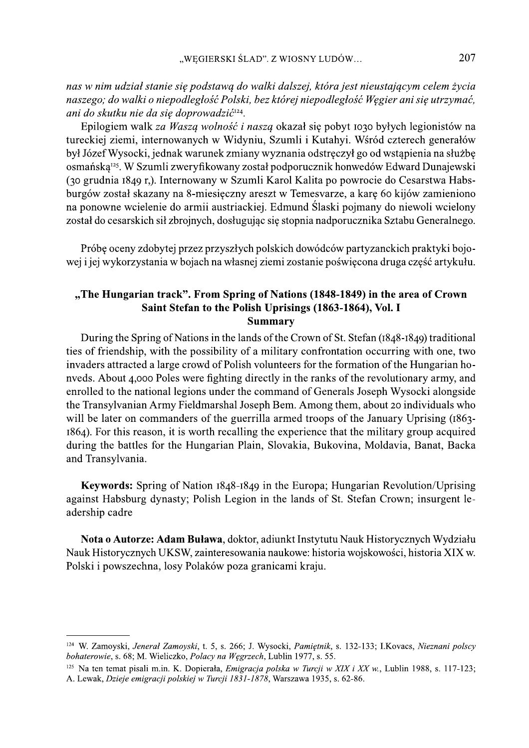*nas w nim udział stanie się podstawą do walki dalszej, która jest nieustającym celem życia naszego; do walki o niepodległość Polski, bez której niepodległość Węgier ani się utrzymać, ani do skutku nie da się doprowadzić*[124].

Epilogiem walk *za Waszą wolność i naszą* okazał się pobyt 1030 byłych legionistów na tureckiej ziemi, internowanych w Widyniu, Szumli i Kutahyi. Wśród czterech generałów był Józef Wysocki, jednak warunek zmiany wyznania odstręczył go od wstąpienia na służbę osmańską[125]. W Szumli zweryfikowany został podporucznik honwedów Edward Dunajewski (30 grudnia 1849 r,). Internowany w Szumli Karol Kalita po powrocie do Cesarstwa Habsburgów został skazany na 8-miesięczny areszt w Temesvarze, a karę 60 kijów zamieniono na ponowne wcielenie do armii austriackiej. Edmund Ślaski pojmany do niewoli wcielony został do cesarskich sił zbrojnych, dosługując się stopnia nadporucznika Sztabu Generalnego.

Próbę oceny zdobytej przez przyszłych polskich dowódców partyzanckich praktyki bojowej i jej wykorzystania w bojach na własnej ziemi zostanie poświęcona druga część artykułu.

## „The Hungarian track". From Spring of Nations (1848-1849) in the area of Crown Saint Stefan to the Polish Uprisings (1863-1864), Vol. I

### Summary

During the Spring of Nations in the lands of the Crown of St. Stefan (1848-1849) traditional ties of friendship, with the possibility of a military confrontation occurring with one, two invaders attracted a large crowd of Polish volunteers for the formation of the Hungarian honveds. About 4,000 Poles were fighting directly in the ranks of the revolutionary army, and enrolled to the national legions under the command of Generals Joseph Wysocki alongside the Transylvanian Army Fieldmarshal Joseph Bem. Among them, about 20 individuals who will be later on commanders of the guerrilla armed troops of the January Uprising (1863-1864). For this reason, it is worth recalling the experience that the military group acquired during the battles for the Hungarian Plain, Slovakia, Bukovina, Moldavia, Banat, Backa and Transylvania.

**Keywords:** Spring of Nation 1848-1849 in the Europa; Hungarian Revolution/Uprising against Habsburg dynasty; Polish Legion in the lands of St. Stefan Crown; insurgent leadership cadre

**Nota o Autorze: Adam Buława**, doktor, adiunkt Instytutu Nauk Historycznych Wydziału Nauk Historycznych UKSW, zainteresowania naukowe: historia wojskowości, historia XIX w. Polski i powszechna, losy Polaków poza granicami kraju.

---

[124] W. Zamoyski, *Jenerał Zamoyski*, t. 5, s. 266; J. Wysocki, *Pamiętnik*, s. 132-133; I.Kovacs, *Nieznani polscy bohaterowie*, s. 68; M. Wieliczko, *Polacy na Węgrzech*, Lublin 1977, s. 55.

[125] Na ten temat pisali m.in. K. Dopierała, *Emigracja polska w Turcji w XIX i XX w.*, Lublin 1988, s. 117-123; A. Lewak, *Dzieje emigracji polskiej w Turcji 1831-1878*, Warszawa 1935, s. 62-86.